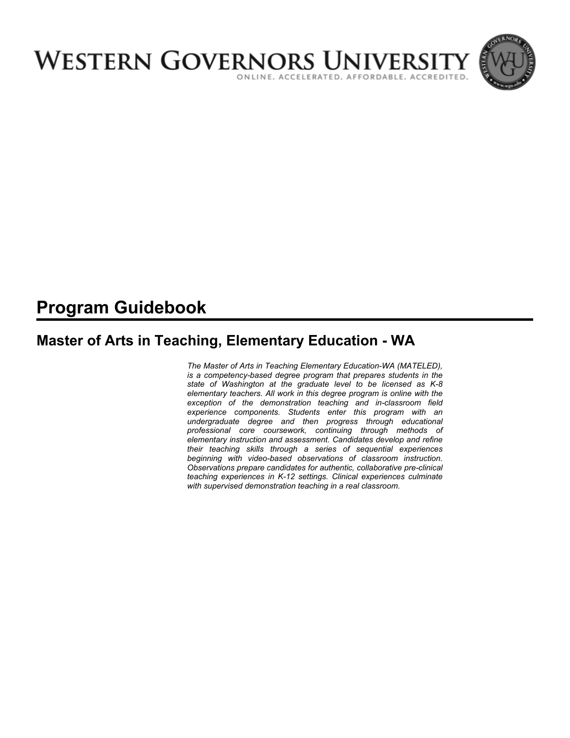# WESTERN GOVERNORS UNIVERSITY

ONLINE. ACCELERATED. AFFORDABLE. ACCREDITED.

# Program Guidebook

## Master of Arts in Teaching, Elementary Education - WA

*The Master of Arts in Teaching Elementary Education-WA (MATELED), is a competency-based degree program that prepares students in the state of Washington at the graduate level to be licensed as K-8 elementary teachers. All work in this degree program is online with the exception of the demonstration teaching and in-classroom field experience components. Students enter this program with an undergraduate degree and then progress through educational professional core coursework, continuing through methods of elementary instruction and assessment. Candidates develop and refine their teaching skills through a series of sequential experiences beginning with video-based observations of classroom instruction. Observations prepare candidates for authentic, collaborative pre-clinical teaching experiences in K-12 settings. Clinical experiences culminate with supervised demonstration teaching in a real classroom.*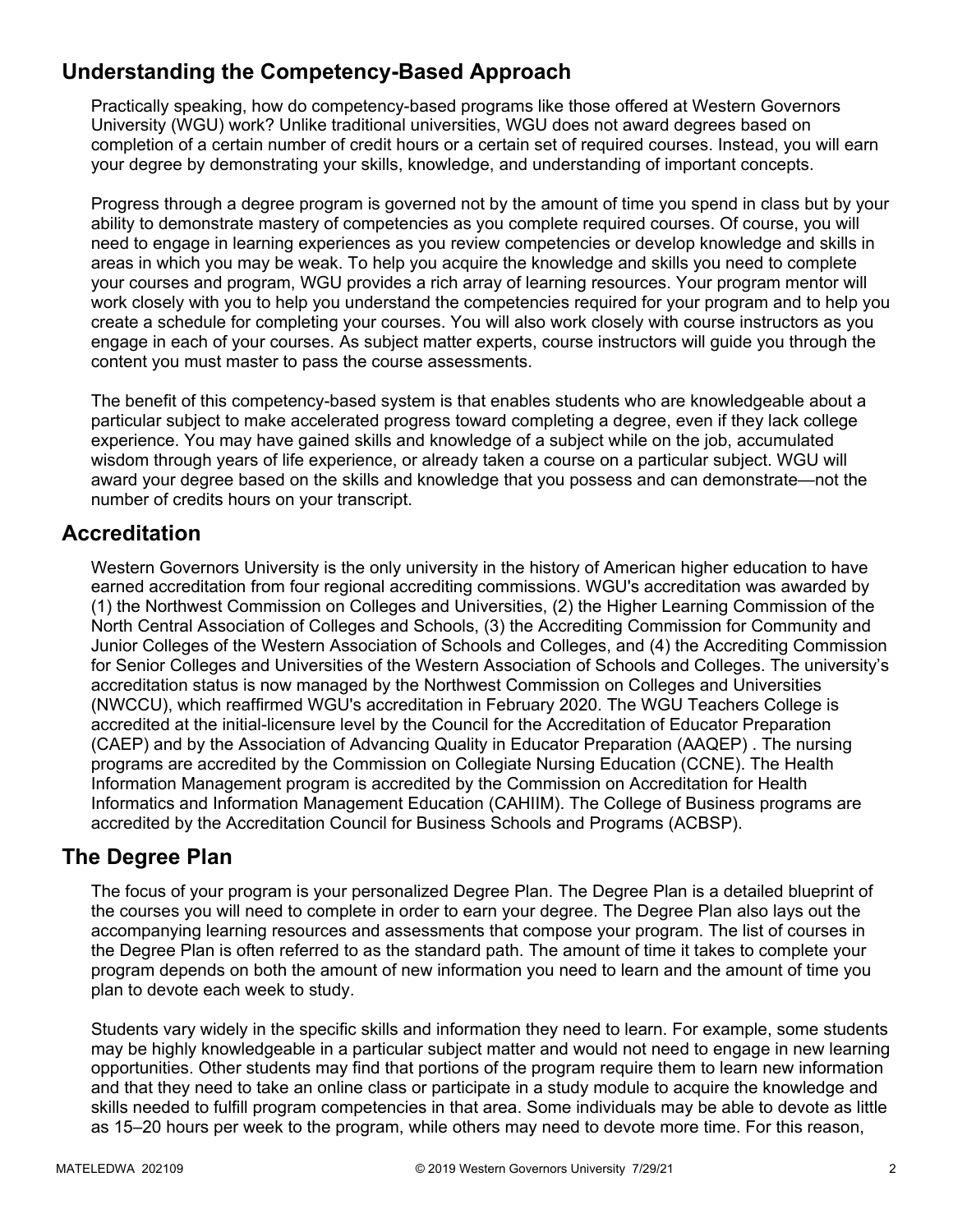## Understanding the Competency-Based Approach

Practically speaking, how do competency-based programs like those offered at Western Governors University (WGU) work? Unlike traditional universities, WGU does not award degrees based on completion of a certain number of credit hours or a certain set of required courses. Instead, you will earn your degree by demonstrating your skills, knowledge, and understanding of important concepts.

Progress through a degree program is governed not by the amount of time you spend in class but by your ability to demonstrate mastery of competencies as you complete required courses. Of course, you will need to engage in learning experiences as you review competencies or develop knowledge and skills in areas in which you may be weak. To help you acquire the knowledge and skills you need to complete your courses and program, WGU provides a rich array of learning resources. Your program mentor will work closely with you to help you understand the competencies required for your program and to help you create a schedule for completing your courses. You will also work closely with course instructors as you engage in each of your courses. As subject matter experts, course instructors will guide you through the content you must master to pass the course assessments.

The benefit of this competency-based system is that enables students who are knowledgeable about a particular subject to make accelerated progress toward completing a degree, even if they lack college experience. You may have gained skills and knowledge of a subject while on the job, accumulated wisdom through years of life experience, or already taken a course on a particular subject. WGU will award your degree based on the skills and knowledge that you possess and can demonstrate—not the number of credits hours on your transcript.

## Accreditation

Western Governors University is the only university in the history of American higher education to have earned accreditation from four regional accrediting commissions. WGU's accreditation was awarded by (1) the Northwest Commission on Colleges and Universities, (2) the Higher Learning Commission of the North Central Association of Colleges and Schools, (3) the Accrediting Commission for Community and Junior Colleges of the Western Association of Schools and Colleges, and (4) the Accrediting Commission for Senior Colleges and Universities of the Western Association of Schools and Colleges. The university's accreditation status is now managed by the Northwest Commission on Colleges and Universities (NWCCU), which reaffirmed WGU's accreditation in February 2020. The WGU Teachers College is accredited at the initial-licensure level by the Council for the Accreditation of Educator Preparation (CAEP) and by the Association of Advancing Quality in Educator Preparation (AAQEP) . The nursing programs are accredited by the Commission on Collegiate Nursing Education (CCNE). The Health Information Management program is accredited by the Commission on Accreditation for Health Informatics and Information Management Education (CAHIIM). The College of Business programs are accredited by the Accreditation Council for Business Schools and Programs (ACBSP).

## The Degree Plan

The focus of your program is your personalized Degree Plan. The Degree Plan is a detailed blueprint of the courses you will need to complete in order to earn your degree. The Degree Plan also lays out the accompanying learning resources and assessments that compose your program. The list of courses in the Degree Plan is often referred to as the standard path. The amount of time it takes to complete your program depends on both the amount of new information you need to learn and the amount of time you plan to devote each week to study.

Students vary widely in the specific skills and information they need to learn. For example, some students may be highly knowledgeable in a particular subject matter and would not need to engage in new learning opportunities. Other students may find that portions of the program require them to learn new information and that they need to take an online class or participate in a study module to acquire the knowledge and skills needed to fulfill program competencies in that area. Some individuals may be able to devote as little as 15–20 hours per week to the program, while others may need to devote more time. For this reason,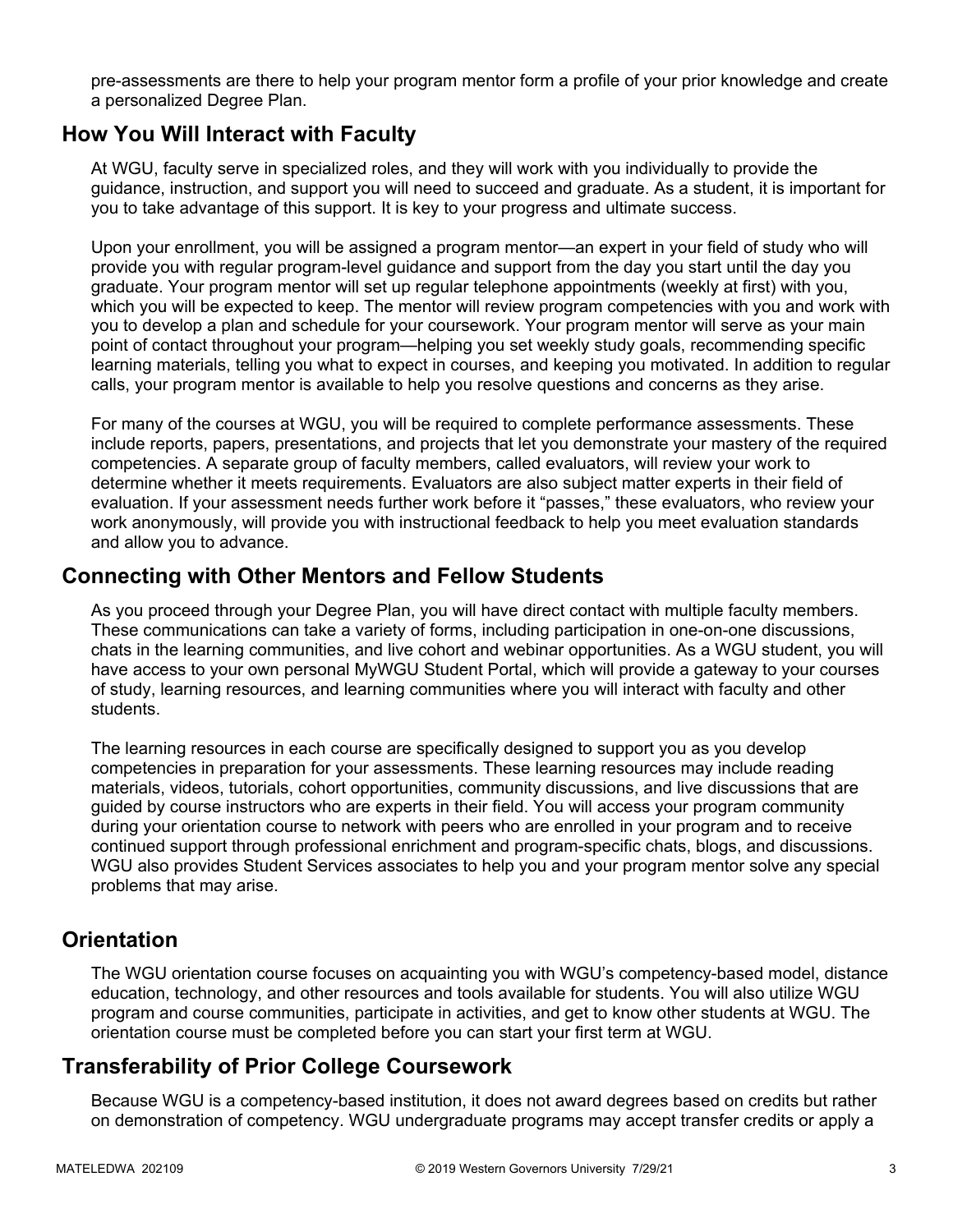pre-assessments are there to help your program mentor form a profile of your prior knowledge and create a personalized Degree Plan.

## How You Will Interact with Faculty

At WGU, faculty serve in specialized roles, and they will work with you individually to provide the guidance, instruction, and support you will need to succeed and graduate. As a student, it is important for you to take advantage of this support. It is key to your progress and ultimate success.

Upon your enrollment, you will be assigned a program mentor—an expert in your field of study who will provide you with regular program-level guidance and support from the day you start until the day you graduate. Your program mentor will set up regular telephone appointments (weekly at first) with you, which you will be expected to keep. The mentor will review program competencies with you and work with you to develop a plan and schedule for your coursework. Your program mentor will serve as your main point of contact throughout your program—helping you set weekly study goals, recommending specific learning materials, telling you what to expect in courses, and keeping you motivated. In addition to regular calls, your program mentor is available to help you resolve questions and concerns as they arise.

For many of the courses at WGU, you will be required to complete performance assessments. These include reports, papers, presentations, and projects that let you demonstrate your mastery of the required competencies. A separate group of faculty members, called evaluators, will review your work to determine whether it meets requirements. Evaluators are also subject matter experts in their field of evaluation. If your assessment needs further work before it "passes," these evaluators, who review your work anonymously, will provide you with instructional feedback to help you meet evaluation standards and allow you to advance.

## Connecting with Other Mentors and Fellow Students

As you proceed through your Degree Plan, you will have direct contact with multiple faculty members. These communications can take a variety of forms, including participation in one-on-one discussions, chats in the learning communities, and live cohort and webinar opportunities. As a WGU student, you will have access to your own personal MyWGU Student Portal, which will provide a gateway to your courses of study, learning resources, and learning communities where you will interact with faculty and other students.

The learning resources in each course are specifically designed to support you as you develop competencies in preparation for your assessments. These learning resources may include reading materials, videos, tutorials, cohort opportunities, community discussions, and live discussions that are guided by course instructors who are experts in their field. You will access your program community during your orientation course to network with peers who are enrolled in your program and to receive continued support through professional enrichment and program-specific chats, blogs, and discussions. WGU also provides Student Services associates to help you and your program mentor solve any special problems that may arise.

## Orientation

The WGU orientation course focuses on acquainting you with WGU's competency-based model, distance education, technology, and other resources and tools available for students. You will also utilize WGU program and course communities, participate in activities, and get to know other students at WGU. The orientation course must be completed before you can start your first term at WGU.

## Transferability of Prior College Coursework

Because WGU is a competency-based institution, it does not award degrees based on credits but rather on demonstration of competency. WGU undergraduate programs may accept transfer credits or apply a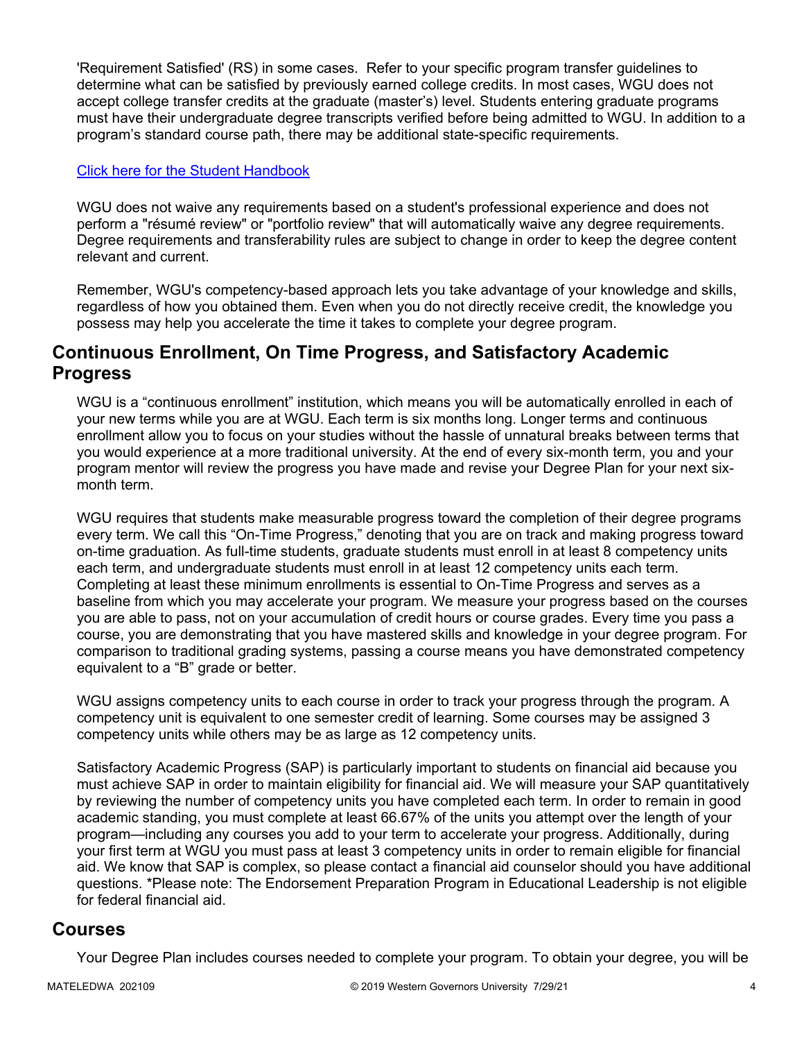'Requirement Satisfied' (RS) in some cases. Refer to your specific program transfer guidelines to determine what can be satisfied by previously earned college credits. In most cases, WGU does not accept college transfer credits at the graduate (master's) level. Students entering graduate programs must have their undergraduate degree transcripts verified before being admitted to WGU. In addition to a program's standard course path, there may be additional state-specific requirements.

Click here for the Student Handbook

WGU does not waive any requirements based on a student's professional experience and does not perform a "résumé review" or "portfolio review" that will automatically waive any degree requirements. Degree requirements and transferability rules are subject to change in order to keep the degree content relevant and current.

Remember, WGU's competency-based approach lets you take advantage of your knowledge and skills, regardless of how you obtained them. Even when you do not directly receive credit, the knowledge you possess may help you accelerate the time it takes to complete your degree program.

## Continuous Enrollment, On Time Progress, and Satisfactory Academic Progress

WGU is a "continuous enrollment" institution, which means you will be automatically enrolled in each of your new terms while you are at WGU. Each term is six months long. Longer terms and continuous enrollment allow you to focus on your studies without the hassle of unnatural breaks between terms that you would experience at a more traditional university. At the end of every six-month term, you and your program mentor will review the progress you have made and revise your Degree Plan for your next six-month term.

WGU requires that students make measurable progress toward the completion of their degree programs every term. We call this "On-Time Progress," denoting that you are on track and making progress toward on-time graduation. As full-time students, graduate students must enroll in at least 8 competency units each term, and undergraduate students must enroll in at least 12 competency units each term. Completing at least these minimum enrollments is essential to On-Time Progress and serves as a baseline from which you may accelerate your program. We measure your progress based on the courses you are able to pass, not on your accumulation of credit hours or course grades. Every time you pass a course, you are demonstrating that you have mastered skills and knowledge in your degree program. For comparison to traditional grading systems, passing a course means you have demonstrated competency equivalent to a "B" grade or better.

WGU assigns competency units to each course in order to track your progress through the program. A competency unit is equivalent to one semester credit of learning. Some courses may be assigned 3 competency units while others may be as large as 12 competency units.

Satisfactory Academic Progress (SAP) is particularly important to students on financial aid because you must achieve SAP in order to maintain eligibility for financial aid. We will measure your SAP quantitatively by reviewing the number of competency units you have completed each term. In order to remain in good academic standing, you must complete at least 66.67% of the units you attempt over the length of your program—including any courses you add to your term to accelerate your progress. Additionally, during your first term at WGU you must pass at least 3 competency units in order to remain eligible for financial aid. We know that SAP is complex, so please contact a financial aid counselor should you have additional questions. *Please note: The Endorsement Preparation Program in Educational Leadership is not eligible for federal financial aid.

## Courses

Your Degree Plan includes courses needed to complete your program. To obtain your degree, you will be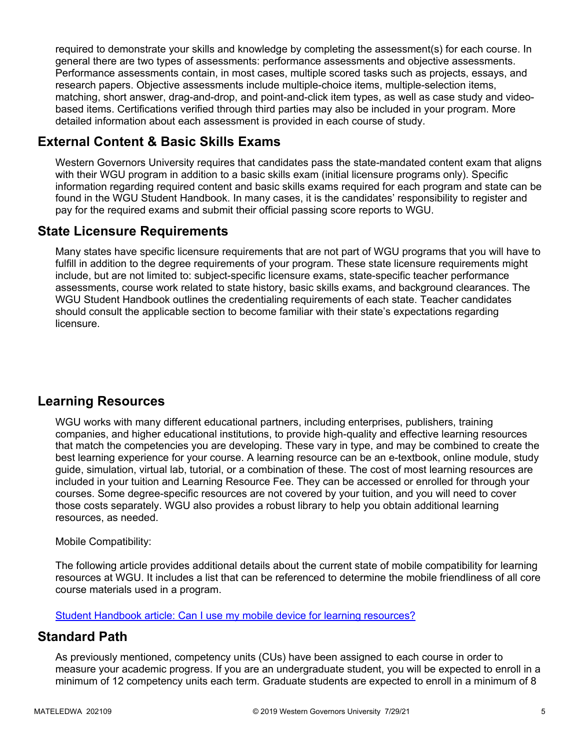required to demonstrate your skills and knowledge by completing the assessment(s) for each course. In general there are two types of assessments: performance assessments and objective assessments. Performance assessments contain, in most cases, multiple scored tasks such as projects, essays, and research papers. Objective assessments include multiple-choice items, multiple-selection items, matching, short answer, drag-and-drop, and point-and-click item types, as well as case study and video-based items. Certifications verified through third parties may also be included in your program. More detailed information about each assessment is provided in each course of study.

## External Content & Basic Skills Exams

Western Governors University requires that candidates pass the state-mandated content exam that aligns with their WGU program in addition to a basic skills exam (initial licensure programs only). Specific information regarding required content and basic skills exams required for each program and state can be found in the WGU Student Handbook. In many cases, it is the candidates' responsibility to register and pay for the required exams and submit their official passing score reports to WGU.

## State Licensure Requirements

Many states have specific licensure requirements that are not part of WGU programs that you will have to fulfill in addition to the degree requirements of your program. These state licensure requirements might include, but are not limited to: subject-specific licensure exams, state-specific teacher performance assessments, course work related to state history, basic skills exams, and background clearances. The WGU Student Handbook outlines the credentialing requirements of each state. Teacher candidates should consult the applicable section to become familiar with their state's expectations regarding licensure.

## Learning Resources

WGU works with many different educational partners, including enterprises, publishers, training companies, and higher educational institutions, to provide high-quality and effective learning resources that match the competencies you are developing. These vary in type, and may be combined to create the best learning experience for your course. A learning resource can be an e-textbook, online module, study guide, simulation, virtual lab, tutorial, or a combination of these. The cost of most learning resources are included in your tuition and Learning Resource Fee. They can be accessed or enrolled for through your courses. Some degree-specific resources are not covered by your tuition, and you will need to cover those costs separately. WGU also provides a robust library to help you obtain additional learning resources, as needed.

Mobile Compatibility:

The following article provides additional details about the current state of mobile compatibility for learning resources at WGU. It includes a list that can be referenced to determine the mobile friendliness of all core course materials used in a program.

Student Handbook article: Can I use my mobile device for learning resources?

## Standard Path

As previously mentioned, competency units (CUs) have been assigned to each course in order to measure your academic progress. If you are an undergraduate student, you will be expected to enroll in a minimum of 12 competency units each term. Graduate students are expected to enroll in a minimum of 8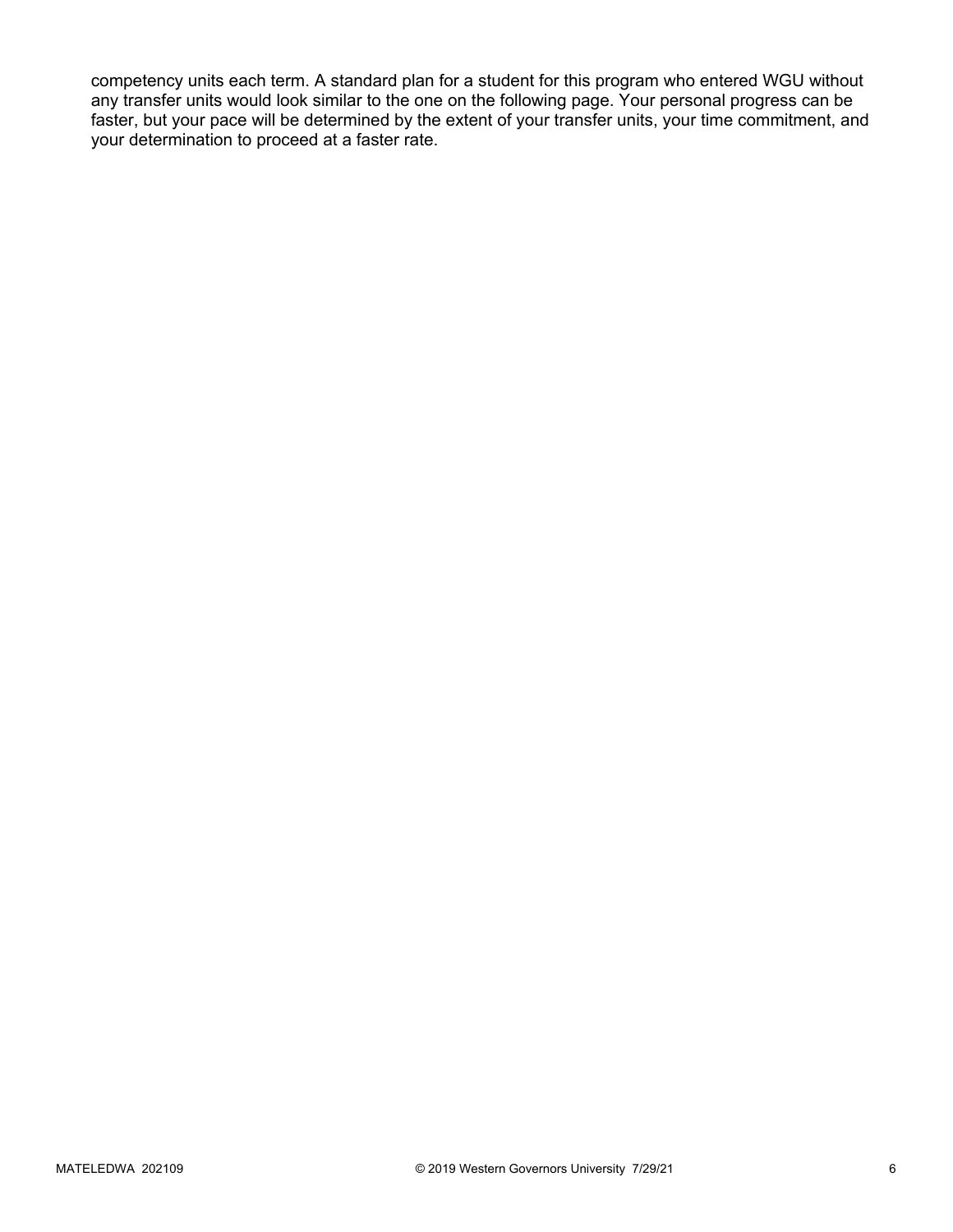competency units each term. A standard plan for a student for this program who entered WGU without any transfer units would look similar to the one on the following page. Your personal progress can be faster, but your pace will be determined by the extent of your transfer units, your time commitment, and your determination to proceed at a faster rate.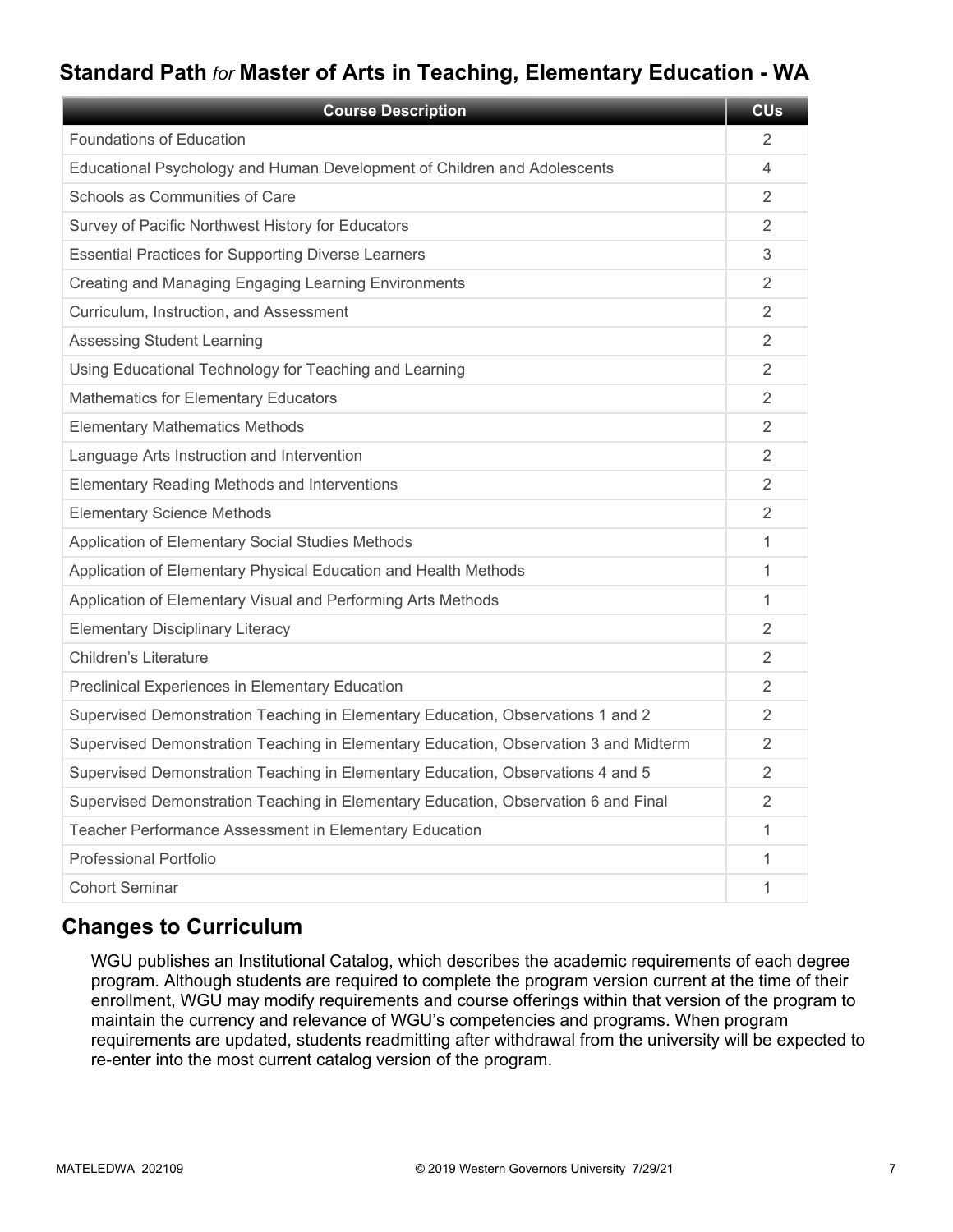## Standard Path *for* Master of Arts in Teaching, Elementary Education - WA

| Course Description | CUs |
|---|---|
| Foundations of Education | 2 |
| Educational Psychology and Human Development of Children and Adolescents | 4 |
| Schools as Communities of Care | 2 |
| Survey of Pacific Northwest History for Educators | 2 |
| Essential Practices for Supporting Diverse Learners | 3 |
| Creating and Managing Engaging Learning Environments | 2 |
| Curriculum, Instruction, and Assessment | 2 |
| Assessing Student Learning | 2 |
| Using Educational Technology for Teaching and Learning | 2 |
| Mathematics for Elementary Educators | 2 |
| Elementary Mathematics Methods | 2 |
| Language Arts Instruction and Intervention | 2 |
| Elementary Reading Methods and Interventions | 2 |
| Elementary Science Methods | 2 |
| Application of Elementary Social Studies Methods | 1 |
| Application of Elementary Physical Education and Health Methods | 1 |
| Application of Elementary Visual and Performing Arts Methods | 1 |
| Elementary Disciplinary Literacy | 2 |
| Children's Literature | 2 |
| Preclinical Experiences in Elementary Education | 2 |
| Supervised Demonstration Teaching in Elementary Education, Observations 1 and 2 | 2 |
| Supervised Demonstration Teaching in Elementary Education, Observation 3 and Midterm | 2 |
| Supervised Demonstration Teaching in Elementary Education, Observations 4 and 5 | 2 |
| Supervised Demonstration Teaching in Elementary Education, Observation 6 and Final | 2 |
| Teacher Performance Assessment in Elementary Education | 1 |
| Professional Portfolio | 1 |
| Cohort Seminar | 1 |

## Changes to Curriculum

WGU publishes an Institutional Catalog, which describes the academic requirements of each degree program. Although students are required to complete the program version current at the time of their enrollment, WGU may modify requirements and course offerings within that version of the program to maintain the currency and relevance of WGU's competencies and programs. When program requirements are updated, students readmitting after withdrawal from the university will be expected to re-enter into the most current catalog version of the program.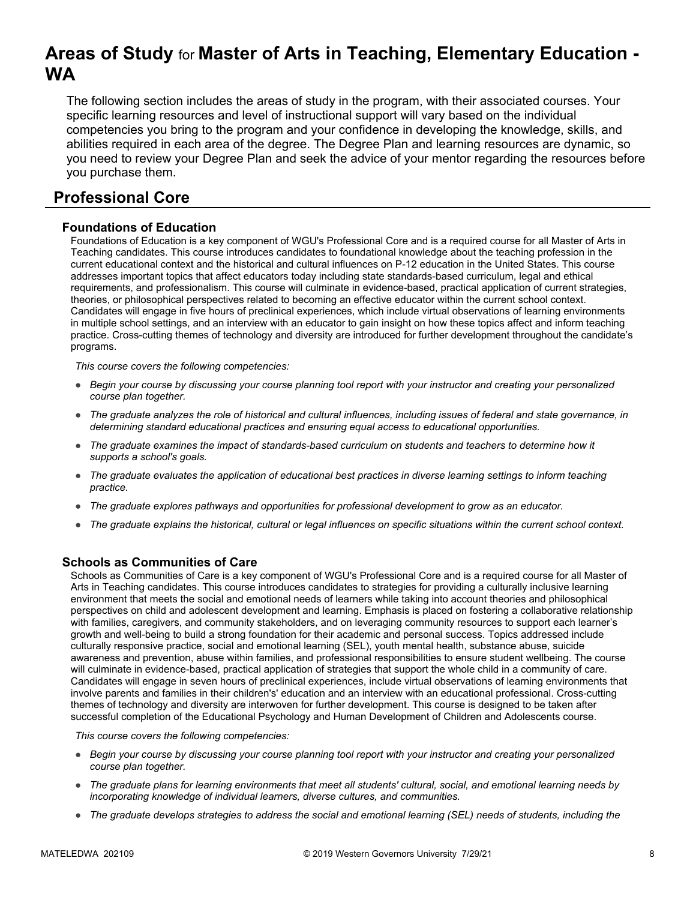# Areas of Study for Master of Arts in Teaching, Elementary Education - WA

The following section includes the areas of study in the program, with their associated courses. Your specific learning resources and level of instructional support will vary based on the individual competencies you bring to the program and your confidence in developing the knowledge, skills, and abilities required in each area of the degree. The Degree Plan and learning resources are dynamic, so you need to review your Degree Plan and seek the advice of your mentor regarding the resources before you purchase them.

## Professional Core

### Foundations of Education

Foundations of Education is a key component of WGU's Professional Core and is a required course for all Master of Arts in Teaching candidates. This course introduces candidates to foundational knowledge about the teaching profession in the current educational context and the historical and cultural influences on P-12 education in the United States. This course addresses important topics that affect educators today including state standards-based curriculum, legal and ethical requirements, and professionalism. This course will culminate in evidence-based, practical application of current strategies, theories, or philosophical perspectives related to becoming an effective educator within the current school context. Candidates will engage in five hours of preclinical experiences, which include virtual observations of learning environments in multiple school settings, and an interview with an educator to gain insight on how these topics affect and inform teaching practice. Cross-cutting themes of technology and diversity are introduced for further development throughout the candidate's programs.

*This course covers the following competencies:*

- *Begin your course by discussing your course planning tool report with your instructor and creating your personalized course plan together.*
- *The graduate analyzes the role of historical and cultural influences, including issues of federal and state governance, in determining standard educational practices and ensuring equal access to educational opportunities.*
- *The graduate examines the impact of standards-based curriculum on students and teachers to determine how it supports a school's goals.*
- *The graduate evaluates the application of educational best practices in diverse learning settings to inform teaching practice.*
- *The graduate explores pathways and opportunities for professional development to grow as an educator.*
- *The graduate explains the historical, cultural or legal influences on specific situations within the current school context.*

### Schools as Communities of Care

Schools as Communities of Care is a key component of WGU's Professional Core and is a required course for all Master of Arts in Teaching candidates. This course introduces candidates to strategies for providing a culturally inclusive learning environment that meets the social and emotional needs of learners while taking into account theories and philosophical perspectives on child and adolescent development and learning. Emphasis is placed on fostering a collaborative relationship with families, caregivers, and community stakeholders, and on leveraging community resources to support each learner's growth and well-being to build a strong foundation for their academic and personal success. Topics addressed include culturally responsive practice, social and emotional learning (SEL), youth mental health, substance abuse, suicide awareness and prevention, abuse within families, and professional responsibilities to ensure student wellbeing. The course will culminate in evidence-based, practical application of strategies that support the whole child in a community of care. Candidates will engage in seven hours of preclinical experiences, include virtual observations of learning environments that involve parents and families in their children's' education and an interview with an educational professional. Cross-cutting themes of technology and diversity are interwoven for further development. This course is designed to be taken after successful completion of the Educational Psychology and Human Development of Children and Adolescents course.

*This course covers the following competencies:*

- *Begin your course by discussing your course planning tool report with your instructor and creating your personalized course plan together.*
- *The graduate plans for learning environments that meet all students' cultural, social, and emotional learning needs by incorporating knowledge of individual learners, diverse cultures, and communities.*
- *The graduate develops strategies to address the social and emotional learning (SEL) needs of students, including the*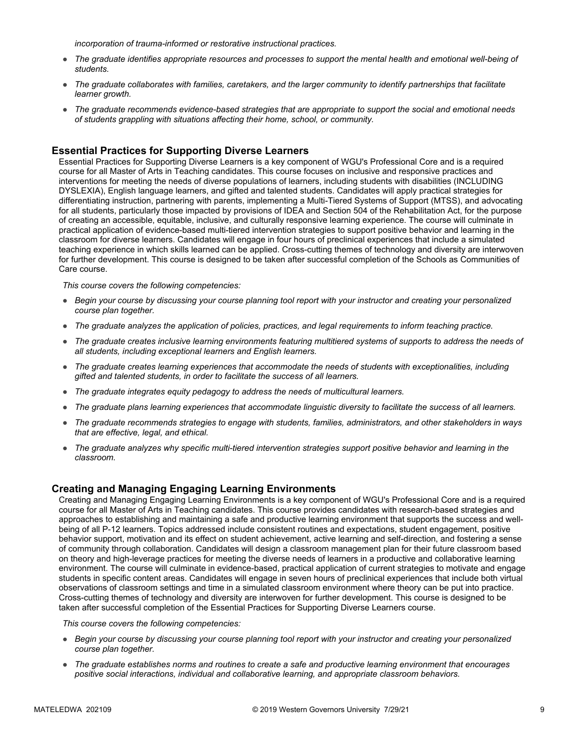*incorporation of trauma-informed or restorative instructional practices.*

- *The graduate identifies appropriate resources and processes to support the mental health and emotional well-being of students.*
- *The graduate collaborates with families, caretakers, and the larger community to identify partnerships that facilitate learner growth.*
- *The graduate recommends evidence-based strategies that are appropriate to support the social and emotional needs of students grappling with situations affecting their home, school, or community.*

### Essential Practices for Supporting Diverse Learners

Essential Practices for Supporting Diverse Learners is a key component of WGU's Professional Core and is a required course for all Master of Arts in Teaching candidates. This course focuses on inclusive and responsive practices and interventions for meeting the needs of diverse populations of learners, including students with disabilities (INCLUDING DYSLEXIA), English language learners, and gifted and talented students. Candidates will apply practical strategies for differentiating instruction, partnering with parents, implementing a Multi-Tiered Systems of Support (MTSS), and advocating for all students, particularly those impacted by provisions of IDEA and Section 504 of the Rehabilitation Act, for the purpose of creating an accessible, equitable, inclusive, and culturally responsive learning experience. The course will culminate in practical application of evidence-based multi-tiered intervention strategies to support positive behavior and learning in the classroom for diverse learners. Candidates will engage in four hours of preclinical experiences that include a simulated teaching experience in which skills learned can be applied. Cross-cutting themes of technology and diversity are interwoven for further development. This course is designed to be taken after successful completion of the Schools as Communities of Care course.

*This course covers the following competencies:*

- *Begin your course by discussing your course planning tool report with your instructor and creating your personalized course plan together.*
- *The graduate analyzes the application of policies, practices, and legal requirements to inform teaching practice.*
- *The graduate creates inclusive learning environments featuring multitiered systems of supports to address the needs of all students, including exceptional learners and English learners.*
- *The graduate creates learning experiences that accommodate the needs of students with exceptionalities, including gifted and talented students, in order to facilitate the success of all learners.*
- *The graduate integrates equity pedagogy to address the needs of multicultural learners.*
- *The graduate plans learning experiences that accommodate linguistic diversity to facilitate the success of all learners.*
- *The graduate recommends strategies to engage with students, families, administrators, and other stakeholders in ways that are effective, legal, and ethical.*
- *The graduate analyzes why specific multi-tiered intervention strategies support positive behavior and learning in the classroom.*

### Creating and Managing Engaging Learning Environments

Creating and Managing Engaging Learning Environments is a key component of WGU's Professional Core and is a required course for all Master of Arts in Teaching candidates. This course provides candidates with research-based strategies and approaches to establishing and maintaining a safe and productive learning environment that supports the success and well-being of all P-12 learners. Topics addressed include consistent routines and expectations, student engagement, positive behavior support, motivation and its effect on student achievement, active learning and self-direction, and fostering a sense of community through collaboration. Candidates will design a classroom management plan for their future classroom based on theory and high-leverage practices for meeting the diverse needs of learners in a productive and collaborative learning environment. The course will culminate in evidence-based, practical application of current strategies to motivate and engage students in specific content areas. Candidates will engage in seven hours of preclinical experiences that include both virtual observations of classroom settings and time in a simulated classroom environment where theory can be put into practice. Cross-cutting themes of technology and diversity are interwoven for further development. This course is designed to be taken after successful completion of the Essential Practices for Supporting Diverse Learners course.

*This course covers the following competencies:*

- *Begin your course by discussing your course planning tool report with your instructor and creating your personalized course plan together.*
- *The graduate establishes norms and routines to create a safe and productive learning environment that encourages positive social interactions, individual and collaborative learning, and appropriate classroom behaviors.*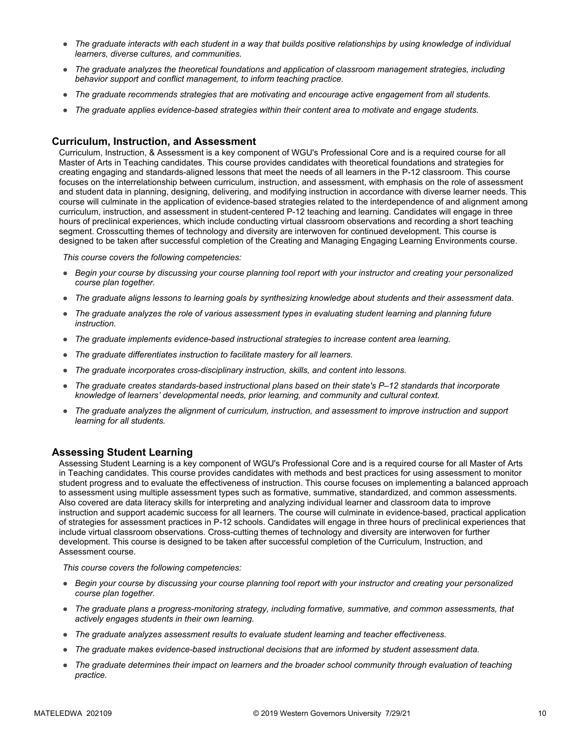- *The graduate interacts with each student in a way that builds positive relationships by using knowledge of individual learners, diverse cultures, and communities.*
- *The graduate analyzes the theoretical foundations and application of classroom management strategies, including behavior support and conflict management, to inform teaching practice.*
- *The graduate recommends strategies that are motivating and encourage active engagement from all students.*
- *The graduate applies evidence-based strategies within their content area to motivate and engage students.*

## Curriculum, Instruction, and Assessment

Curriculum, Instruction, & Assessment is a key component of WGU's Professional Core and is a required course for all Master of Arts in Teaching candidates. This course provides candidates with theoretical foundations and strategies for creating engaging and standards-aligned lessons that meet the needs of all learners in the P-12 classroom. This course focuses on the interrelationship between curriculum, instruction, and assessment, with emphasis on the role of assessment and student data in planning, designing, delivering, and modifying instruction in accordance with diverse learner needs. This course will culminate in the application of evidence-based strategies related to the interdependence of and alignment among curriculum, instruction, and assessment in student-centered P-12 teaching and learning. Candidates will engage in three hours of preclinical experiences, which include conducting virtual classroom observations and recording a short teaching segment. Crosscutting themes of technology and diversity are interwoven for continued development. This course is designed to be taken after successful completion of the Creating and Managing Engaging Learning Environments course.

*This course covers the following competencies:*

- *Begin your course by discussing your course planning tool report with your instructor and creating your personalized course plan together.*
- *The graduate aligns lessons to learning goals by synthesizing knowledge about students and their assessment data.*
- *The graduate analyzes the role of various assessment types in evaluating student learning and planning future instruction.*
- *The graduate implements evidence-based instructional strategies to increase content area learning.*
- *The graduate differentiates instruction to facilitate mastery for all learners.*
- *The graduate incorporates cross-disciplinary instruction, skills, and content into lessons.*
- *The graduate creates standards-based instructional plans based on their state's P–12 standards that incorporate knowledge of learners' developmental needs, prior learning, and community and cultural context.*
- *The graduate analyzes the alignment of curriculum, instruction, and assessment to improve instruction and support learning for all students.*

## Assessing Student Learning

Assessing Student Learning is a key component of WGU's Professional Core and is a required course for all Master of Arts in Teaching candidates. This course provides candidates with methods and best practices for using assessment to monitor student progress and to evaluate the effectiveness of instruction. This course focuses on implementing a balanced approach to assessment using multiple assessment types such as formative, summative, standardized, and common assessments. Also covered are data literacy skills for interpreting and analyzing individual learner and classroom data to improve instruction and support academic success for all learners. The course will culminate in evidence-based, practical application of strategies for assessment practices in P-12 schools. Candidates will engage in three hours of preclinical experiences that include virtual classroom observations. Cross-cutting themes of technology and diversity are interwoven for further development. This course is designed to be taken after successful completion of the Curriculum, Instruction, and Assessment course.

*This course covers the following competencies:*

- *Begin your course by discussing your course planning tool report with your instructor and creating your personalized course plan together.*
- *The graduate plans a progress-monitoring strategy, including formative, summative, and common assessments, that actively engages students in their own learning.*
- *The graduate analyzes assessment results to evaluate student learning and teacher effectiveness.*
- *The graduate makes evidence-based instructional decisions that are informed by student assessment data.*
- *The graduate determines their impact on learners and the broader school community through evaluation of teaching practice.*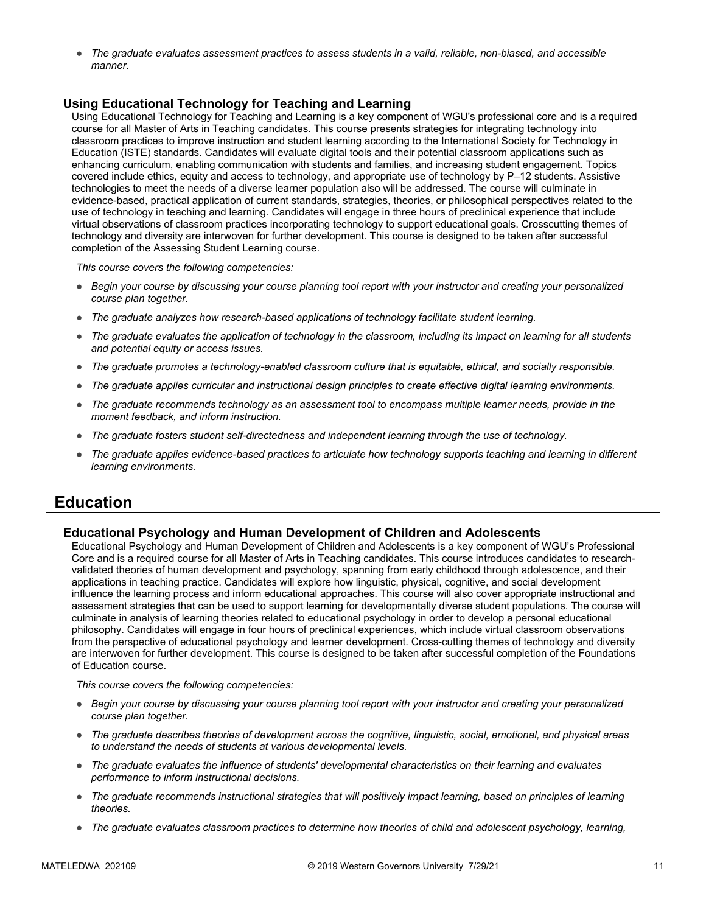- *The graduate evaluates assessment practices to assess students in a valid, reliable, non-biased, and accessible manner.*

### Using Educational Technology for Teaching and Learning

Using Educational Technology for Teaching and Learning is a key component of WGU's professional core and is a required course for all Master of Arts in Teaching candidates. This course presents strategies for integrating technology into classroom practices to improve instruction and student learning according to the International Society for Technology in Education (ISTE) standards. Candidates will evaluate digital tools and their potential classroom applications such as enhancing curriculum, enabling communication with students and families, and increasing student engagement. Topics covered include ethics, equity and access to technology, and appropriate use of technology by P–12 students. Assistive technologies to meet the needs of a diverse learner population also will be addressed. The course will culminate in evidence-based, practical application of current standards, strategies, theories, or philosophical perspectives related to the use of technology in teaching and learning. Candidates will engage in three hours of preclinical experience that include virtual observations of classroom practices incorporating technology to support educational goals. Crosscutting themes of technology and diversity are interwoven for further development. This course is designed to be taken after successful completion of the Assessing Student Learning course.

*This course covers the following competencies:*

- *Begin your course by discussing your course planning tool report with your instructor and creating your personalized course plan together.*
- *The graduate analyzes how research-based applications of technology facilitate student learning.*
- *The graduate evaluates the application of technology in the classroom, including its impact on learning for all students and potential equity or access issues.*
- *The graduate promotes a technology-enabled classroom culture that is equitable, ethical, and socially responsible.*
- *The graduate applies curricular and instructional design principles to create effective digital learning environments.*
- *The graduate recommends technology as an assessment tool to encompass multiple learner needs, provide in the moment feedback, and inform instruction.*
- *The graduate fosters student self-directedness and independent learning through the use of technology.*
- *The graduate applies evidence-based practices to articulate how technology supports teaching and learning in different learning environments.*

## Education

### Educational Psychology and Human Development of Children and Adolescents

Educational Psychology and Human Development of Children and Adolescents is a key component of WGU's Professional Core and is a required course for all Master of Arts in Teaching candidates. This course introduces candidates to research-validated theories of human development and psychology, spanning from early childhood through adolescence, and their applications in teaching practice. Candidates will explore how linguistic, physical, cognitive, and social development influence the learning process and inform educational approaches. This course will also cover appropriate instructional and assessment strategies that can be used to support learning for developmentally diverse student populations. The course will culminate in analysis of learning theories related to educational psychology in order to develop a personal educational philosophy. Candidates will engage in four hours of preclinical experiences, which include virtual classroom observations from the perspective of educational psychology and learner development. Cross-cutting themes of technology and diversity are interwoven for further development. This course is designed to be taken after successful completion of the Foundations of Education course.

*This course covers the following competencies:*

- *Begin your course by discussing your course planning tool report with your instructor and creating your personalized course plan together.*
- *The graduate describes theories of development across the cognitive, linguistic, social, emotional, and physical areas to understand the needs of students at various developmental levels.*
- *The graduate evaluates the influence of students' developmental characteristics on their learning and evaluates performance to inform instructional decisions.*
- *The graduate recommends instructional strategies that will positively impact learning, based on principles of learning theories.*
- *The graduate evaluates classroom practices to determine how theories of child and adolescent psychology, learning,*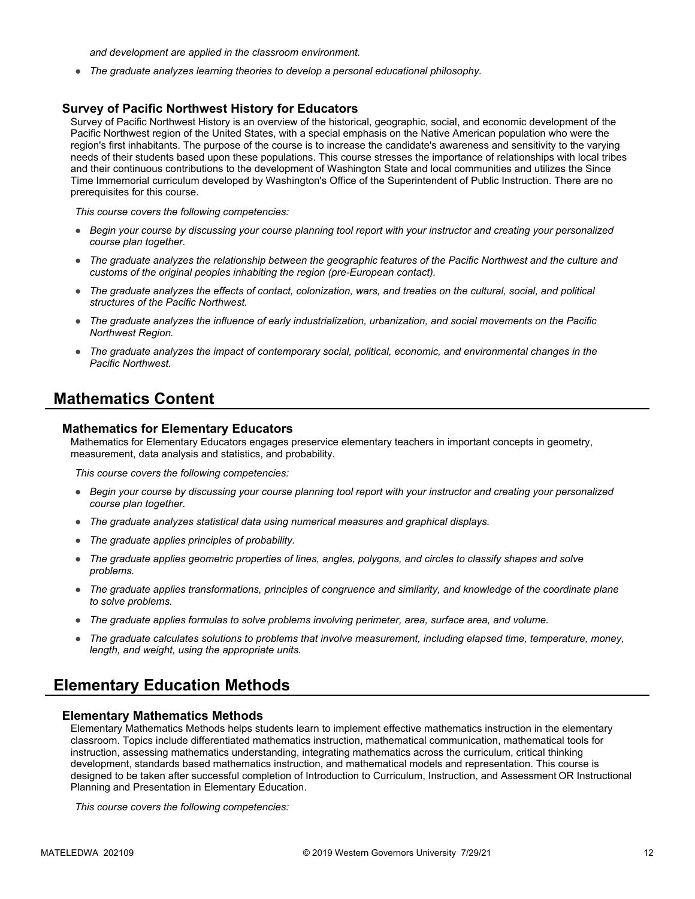*and development are applied in the classroom environment.*

- *The graduate analyzes learning theories to develop a personal educational philosophy.*

### Survey of Pacific Northwest History for Educators

Survey of Pacific Northwest History is an overview of the historical, geographic, social, and economic development of the Pacific Northwest region of the United States, with a special emphasis on the Native American population who were the region's first inhabitants. The purpose of the course is to increase the candidate's awareness and sensitivity to the varying needs of their students based upon these populations. This course stresses the importance of relationships with local tribes and their continuous contributions to the development of Washington State and local communities and utilizes the Since Time Immemorial curriculum developed by Washington's Office of the Superintendent of Public Instruction. There are no prerequisites for this course.

*This course covers the following competencies:*

- *Begin your course by discussing your course planning tool report with your instructor and creating your personalized course plan together.*
- *The graduate analyzes the relationship between the geographic features of the Pacific Northwest and the culture and customs of the original peoples inhabiting the region (pre-European contact).*
- *The graduate analyzes the effects of contact, colonization, wars, and treaties on the cultural, social, and political structures of the Pacific Northwest.*
- *The graduate analyzes the influence of early industrialization, urbanization, and social movements on the Pacific Northwest Region.*
- *The graduate analyzes the impact of contemporary social, political, economic, and environmental changes in the Pacific Northwest.*

## Mathematics Content

### Mathematics for Elementary Educators

Mathematics for Elementary Educators engages preservice elementary teachers in important concepts in geometry, measurement, data analysis and statistics, and probability.

*This course covers the following competencies:*

- *Begin your course by discussing your course planning tool report with your instructor and creating your personalized course plan together.*
- *The graduate analyzes statistical data using numerical measures and graphical displays.*
- *The graduate applies principles of probability.*
- *The graduate applies geometric properties of lines, angles, polygons, and circles to classify shapes and solve problems.*
- *The graduate applies transformations, principles of congruence and similarity, and knowledge of the coordinate plane to solve problems.*
- *The graduate applies formulas to solve problems involving perimeter, area, surface area, and volume.*
- *The graduate calculates solutions to problems that involve measurement, including elapsed time, temperature, money, length, and weight, using the appropriate units.*

## Elementary Education Methods

### Elementary Mathematics Methods

Elementary Mathematics Methods helps students learn to implement effective mathematics instruction in the elementary classroom. Topics include differentiated mathematics instruction, mathematical communication, mathematical tools for instruction, assessing mathematics understanding, integrating mathematics across the curriculum, critical thinking development, standards based mathematics instruction, and mathematical models and representation. This course is designed to be taken after successful completion of Introduction to Curriculum, Instruction, and Assessment OR Instructional Planning and Presentation in Elementary Education.

*This course covers the following competencies:*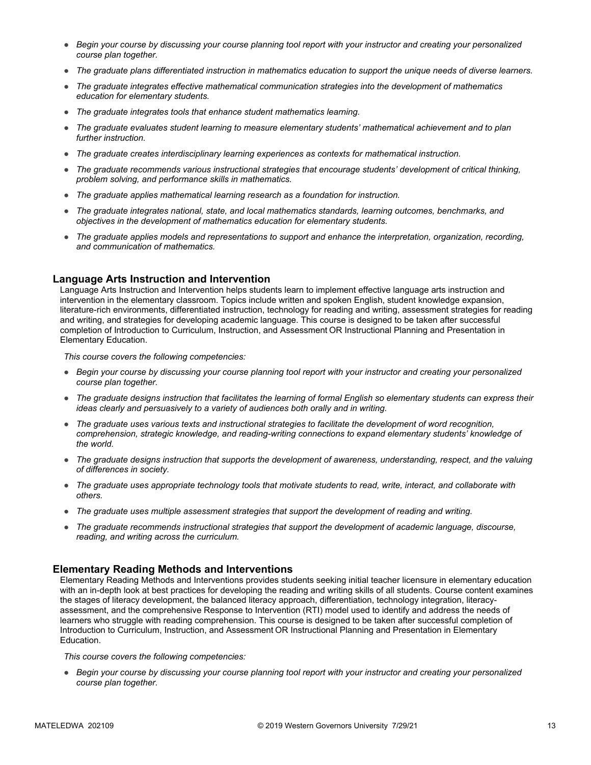- *Begin your course by discussing your course planning tool report with your instructor and creating your personalized course plan together.*
- *The graduate plans differentiated instruction in mathematics education to support the unique needs of diverse learners.*
- *The graduate integrates effective mathematical communication strategies into the development of mathematics education for elementary students.*
- *The graduate integrates tools that enhance student mathematics learning.*
- *The graduate evaluates student learning to measure elementary students' mathematical achievement and to plan further instruction.*
- *The graduate creates interdisciplinary learning experiences as contexts for mathematical instruction.*
- *The graduate recommends various instructional strategies that encourage students' development of critical thinking, problem solving, and performance skills in mathematics.*
- *The graduate applies mathematical learning research as a foundation for instruction.*
- *The graduate integrates national, state, and local mathematics standards, learning outcomes, benchmarks, and objectives in the development of mathematics education for elementary students.*
- *The graduate applies models and representations to support and enhance the interpretation, organization, recording, and communication of mathematics.*

### Language Arts Instruction and Intervention

Language Arts Instruction and Intervention helps students learn to implement effective language arts instruction and intervention in the elementary classroom. Topics include written and spoken English, student knowledge expansion, literature-rich environments, differentiated instruction, technology for reading and writing, assessment strategies for reading and writing, and strategies for developing academic language. This course is designed to be taken after successful completion of Introduction to Curriculum, Instruction, and Assessment OR Instructional Planning and Presentation in Elementary Education.

*This course covers the following competencies:*

- *Begin your course by discussing your course planning tool report with your instructor and creating your personalized course plan together.*
- *The graduate designs instruction that facilitates the learning of formal English so elementary students can express their ideas clearly and persuasively to a variety of audiences both orally and in writing.*
- *The graduate uses various texts and instructional strategies to facilitate the development of word recognition, comprehension, strategic knowledge, and reading-writing connections to expand elementary students' knowledge of the world.*
- *The graduate designs instruction that supports the development of awareness, understanding, respect, and the valuing of differences in society.*
- *The graduate uses appropriate technology tools that motivate students to read, write, interact, and collaborate with others.*
- *The graduate uses multiple assessment strategies that support the development of reading and writing.*
- *The graduate recommends instructional strategies that support the development of academic language, discourse, reading, and writing across the curriculum.*

### Elementary Reading Methods and Interventions

Elementary Reading Methods and Interventions provides students seeking initial teacher licensure in elementary education with an in-depth look at best practices for developing the reading and writing skills of all students. Course content examines the stages of literacy development, the balanced literacy approach, differentiation, technology integration, literacy-assessment, and the comprehensive Response to Intervention (RTI) model used to identify and address the needs of learners who struggle with reading comprehension. This course is designed to be taken after successful completion of Introduction to Curriculum, Instruction, and Assessment OR Instructional Planning and Presentation in Elementary Education.

*This course covers the following competencies:*

- *Begin your course by discussing your course planning tool report with your instructor and creating your personalized course plan together.*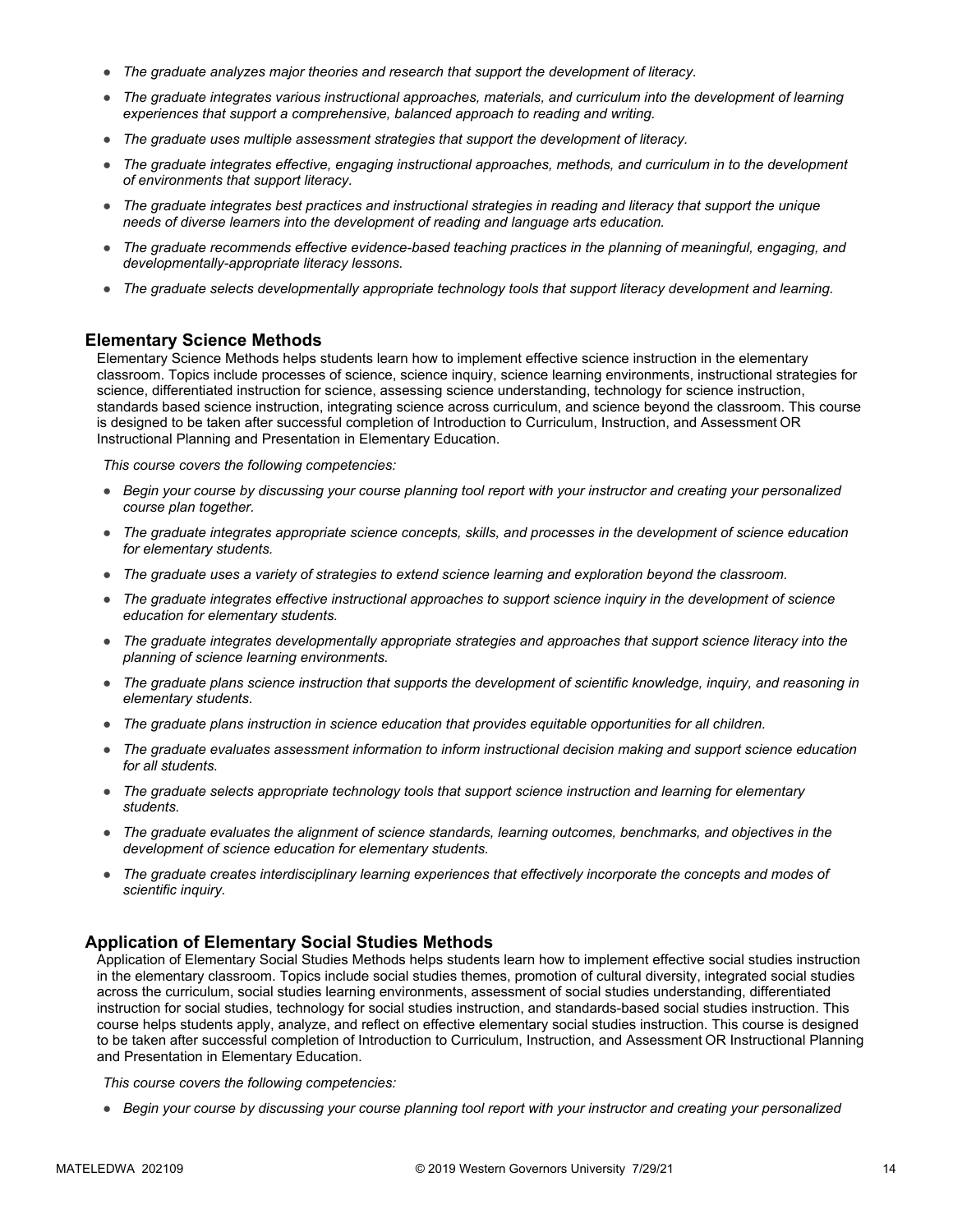- *The graduate analyzes major theories and research that support the development of literacy.*
- *The graduate integrates various instructional approaches, materials, and curriculum into the development of learning experiences that support a comprehensive, balanced approach to reading and writing.*
- *The graduate uses multiple assessment strategies that support the development of literacy.*
- *The graduate integrates effective, engaging instructional approaches, methods, and curriculum in to the development of environments that support literacy.*
- *The graduate integrates best practices and instructional strategies in reading and literacy that support the unique needs of diverse learners into the development of reading and language arts education.*
- *The graduate recommends effective evidence-based teaching practices in the planning of meaningful, engaging, and developmentally-appropriate literacy lessons.*
- *The graduate selects developmentally appropriate technology tools that support literacy development and learning.*

### Elementary Science Methods

Elementary Science Methods helps students learn how to implement effective science instruction in the elementary classroom. Topics include processes of science, science inquiry, science learning environments, instructional strategies for science, differentiated instruction for science, assessing science understanding, technology for science instruction, standards based science instruction, integrating science across curriculum, and science beyond the classroom. This course is designed to be taken after successful completion of Introduction to Curriculum, Instruction, and Assessment OR Instructional Planning and Presentation in Elementary Education.

*This course covers the following competencies:*

- *Begin your course by discussing your course planning tool report with your instructor and creating your personalized course plan together.*
- *The graduate integrates appropriate science concepts, skills, and processes in the development of science education for elementary students.*
- *The graduate uses a variety of strategies to extend science learning and exploration beyond the classroom.*
- *The graduate integrates effective instructional approaches to support science inquiry in the development of science education for elementary students.*
- *The graduate integrates developmentally appropriate strategies and approaches that support science literacy into the planning of science learning environments.*
- *The graduate plans science instruction that supports the development of scientific knowledge, inquiry, and reasoning in elementary students.*
- *The graduate plans instruction in science education that provides equitable opportunities for all children.*
- *The graduate evaluates assessment information to inform instructional decision making and support science education for all students.*
- *The graduate selects appropriate technology tools that support science instruction and learning for elementary students.*
- *The graduate evaluates the alignment of science standards, learning outcomes, benchmarks, and objectives in the development of science education for elementary students.*
- *The graduate creates interdisciplinary learning experiences that effectively incorporate the concepts and modes of scientific inquiry.*

### Application of Elementary Social Studies Methods

Application of Elementary Social Studies Methods helps students learn how to implement effective social studies instruction in the elementary classroom. Topics include social studies themes, promotion of cultural diversity, integrated social studies across the curriculum, social studies learning environments, assessment of social studies understanding, differentiated instruction for social studies, technology for social studies instruction, and standards-based social studies instruction. This course helps students apply, analyze, and reflect on effective elementary social studies instruction. This course is designed to be taken after successful completion of Introduction to Curriculum, Instruction, and Assessment OR Instructional Planning and Presentation in Elementary Education.

*This course covers the following competencies:*

- *Begin your course by discussing your course planning tool report with your instructor and creating your personalized*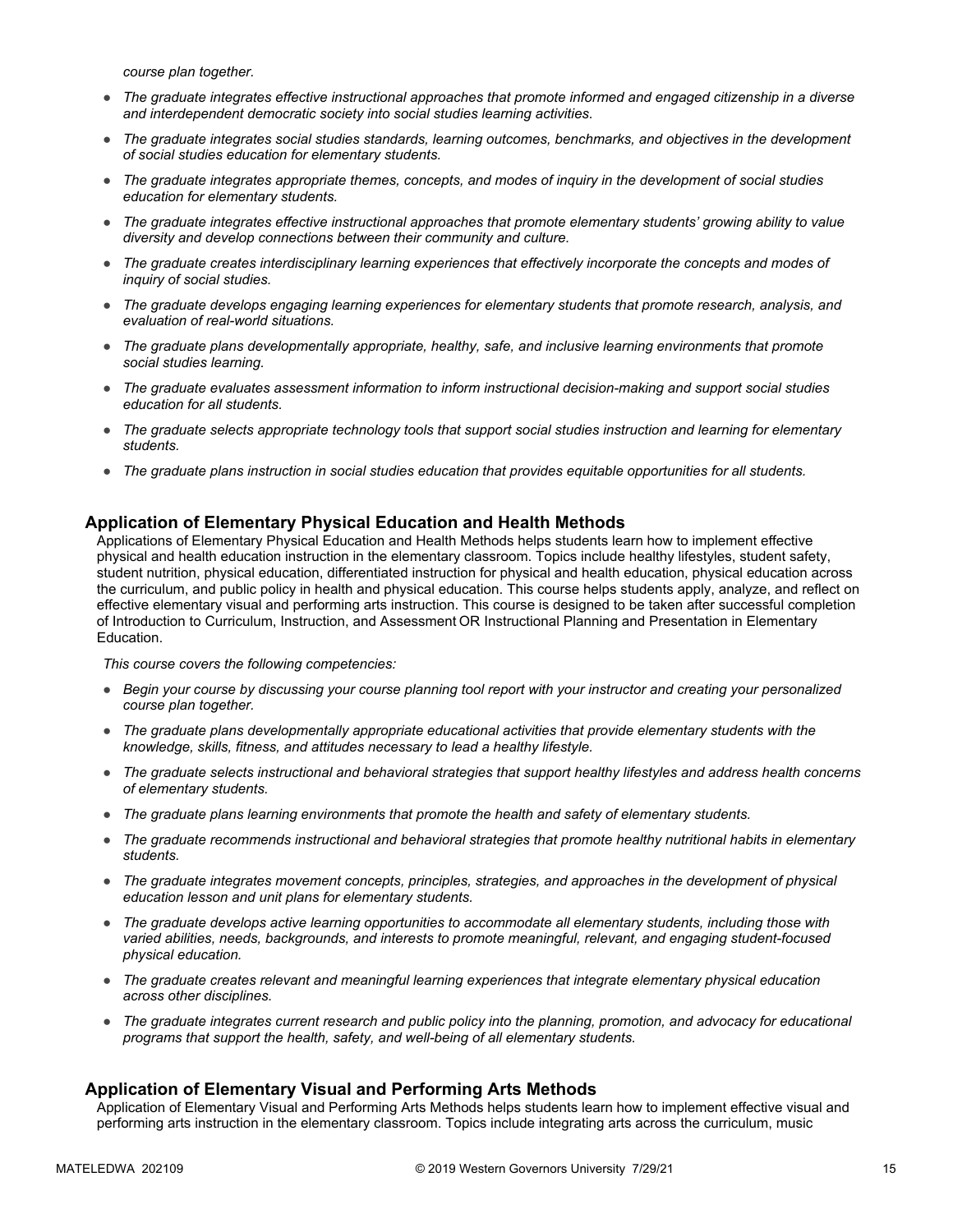*course plan together.*

- *The graduate integrates effective instructional approaches that promote informed and engaged citizenship in a diverse and interdependent democratic society into social studies learning activities.*
- *The graduate integrates social studies standards, learning outcomes, benchmarks, and objectives in the development of social studies education for elementary students.*
- *The graduate integrates appropriate themes, concepts, and modes of inquiry in the development of social studies education for elementary students.*
- *The graduate integrates effective instructional approaches that promote elementary students' growing ability to value diversity and develop connections between their community and culture.*
- *The graduate creates interdisciplinary learning experiences that effectively incorporate the concepts and modes of inquiry of social studies.*
- *The graduate develops engaging learning experiences for elementary students that promote research, analysis, and evaluation of real-world situations.*
- *The graduate plans developmentally appropriate, healthy, safe, and inclusive learning environments that promote social studies learning.*
- *The graduate evaluates assessment information to inform instructional decision-making and support social studies education for all students.*
- *The graduate selects appropriate technology tools that support social studies instruction and learning for elementary students.*
- *The graduate plans instruction in social studies education that provides equitable opportunities for all students.*

## Application of Elementary Physical Education and Health Methods

Applications of Elementary Physical Education and Health Methods helps students learn how to implement effective physical and health education instruction in the elementary classroom. Topics include healthy lifestyles, student safety, student nutrition, physical education, differentiated instruction for physical and health education, physical education across the curriculum, and public policy in health and physical education. This course helps students apply, analyze, and reflect on effective elementary visual and performing arts instruction. This course is designed to be taken after successful completion of Introduction to Curriculum, Instruction, and Assessment OR Instructional Planning and Presentation in Elementary Education.

*This course covers the following competencies:*

- *Begin your course by discussing your course planning tool report with your instructor and creating your personalized course plan together.*
- *The graduate plans developmentally appropriate educational activities that provide elementary students with the knowledge, skills, fitness, and attitudes necessary to lead a healthy lifestyle.*
- *The graduate selects instructional and behavioral strategies that support healthy lifestyles and address health concerns of elementary students.*
- *The graduate plans learning environments that promote the health and safety of elementary students.*
- *The graduate recommends instructional and behavioral strategies that promote healthy nutritional habits in elementary students.*
- *The graduate integrates movement concepts, principles, strategies, and approaches in the development of physical education lesson and unit plans for elementary students.*
- *The graduate develops active learning opportunities to accommodate all elementary students, including those with varied abilities, needs, backgrounds, and interests to promote meaningful, relevant, and engaging student-focused physical education.*
- *The graduate creates relevant and meaningful learning experiences that integrate elementary physical education across other disciplines.*
- *The graduate integrates current research and public policy into the planning, promotion, and advocacy for educational programs that support the health, safety, and well-being of all elementary students.*

## Application of Elementary Visual and Performing Arts Methods

Application of Elementary Visual and Performing Arts Methods helps students learn how to implement effective visual and performing arts instruction in the elementary classroom. Topics include integrating arts across the curriculum, music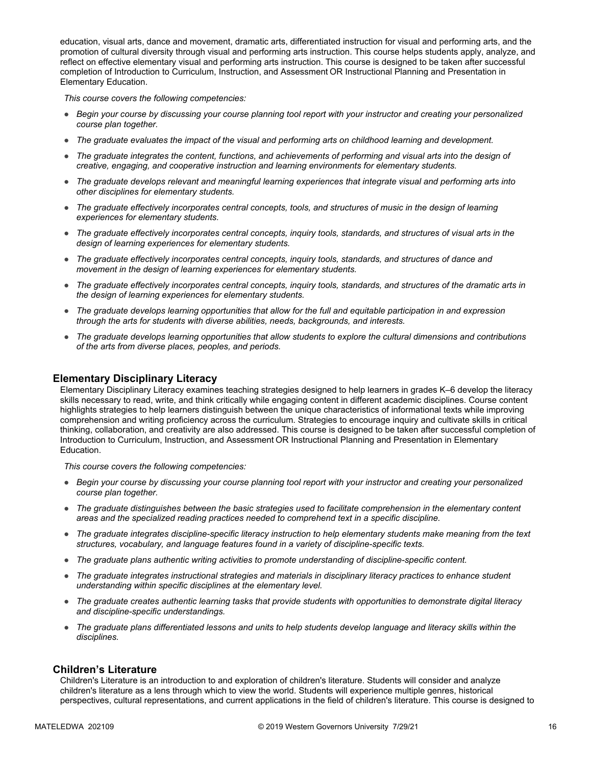education, visual arts, dance and movement, dramatic arts, differentiated instruction for visual and performing arts, and the promotion of cultural diversity through visual and performing arts instruction. This course helps students apply, analyze, and reflect on effective elementary visual and performing arts instruction. This course is designed to be taken after successful completion of Introduction to Curriculum, Instruction, and Assessment OR Instructional Planning and Presentation in Elementary Education.

*This course covers the following competencies:*

- *Begin your course by discussing your course planning tool report with your instructor and creating your personalized course plan together.*
- *The graduate evaluates the impact of the visual and performing arts on childhood learning and development.*
- *The graduate integrates the content, functions, and achievements of performing and visual arts into the design of creative, engaging, and cooperative instruction and learning environments for elementary students.*
- *The graduate develops relevant and meaningful learning experiences that integrate visual and performing arts into other disciplines for elementary students.*
- *The graduate effectively incorporates central concepts, tools, and structures of music in the design of learning experiences for elementary students.*
- *The graduate effectively incorporates central concepts, inquiry tools, standards, and structures of visual arts in the design of learning experiences for elementary students.*
- *The graduate effectively incorporates central concepts, inquiry tools, standards, and structures of dance and movement in the design of learning experiences for elementary students.*
- *The graduate effectively incorporates central concepts, inquiry tools, standards, and structures of the dramatic arts in the design of learning experiences for elementary students.*
- *The graduate develops learning opportunities that allow for the full and equitable participation in and expression through the arts for students with diverse abilities, needs, backgrounds, and interests.*
- *The graduate develops learning opportunities that allow students to explore the cultural dimensions and contributions of the arts from diverse places, peoples, and periods.*

### Elementary Disciplinary Literacy

Elementary Disciplinary Literacy examines teaching strategies designed to help learners in grades K–6 develop the literacy skills necessary to read, write, and think critically while engaging content in different academic disciplines. Course content highlights strategies to help learners distinguish between the unique characteristics of informational texts while improving comprehension and writing proficiency across the curriculum. Strategies to encourage inquiry and cultivate skills in critical thinking, collaboration, and creativity are also addressed. This course is designed to be taken after successful completion of Introduction to Curriculum, Instruction, and Assessment OR Instructional Planning and Presentation in Elementary Education.

*This course covers the following competencies:*

- *Begin your course by discussing your course planning tool report with your instructor and creating your personalized course plan together.*
- *The graduate distinguishes between the basic strategies used to facilitate comprehension in the elementary content areas and the specialized reading practices needed to comprehend text in a specific discipline.*
- *The graduate integrates discipline-specific literacy instruction to help elementary students make meaning from the text structures, vocabulary, and language features found in a variety of discipline-specific texts.*
- *The graduate plans authentic writing activities to promote understanding of discipline-specific content.*
- *The graduate integrates instructional strategies and materials in disciplinary literacy practices to enhance student understanding within specific disciplines at the elementary level.*
- *The graduate creates authentic learning tasks that provide students with opportunities to demonstrate digital literacy and discipline-specific understandings.*
- *The graduate plans differentiated lessons and units to help students develop language and literacy skills within the disciplines.*

### Children's Literature

Children's Literature is an introduction to and exploration of children's literature. Students will consider and analyze children's literature as a lens through which to view the world. Students will experience multiple genres, historical perspectives, cultural representations, and current applications in the field of children's literature. This course is designed to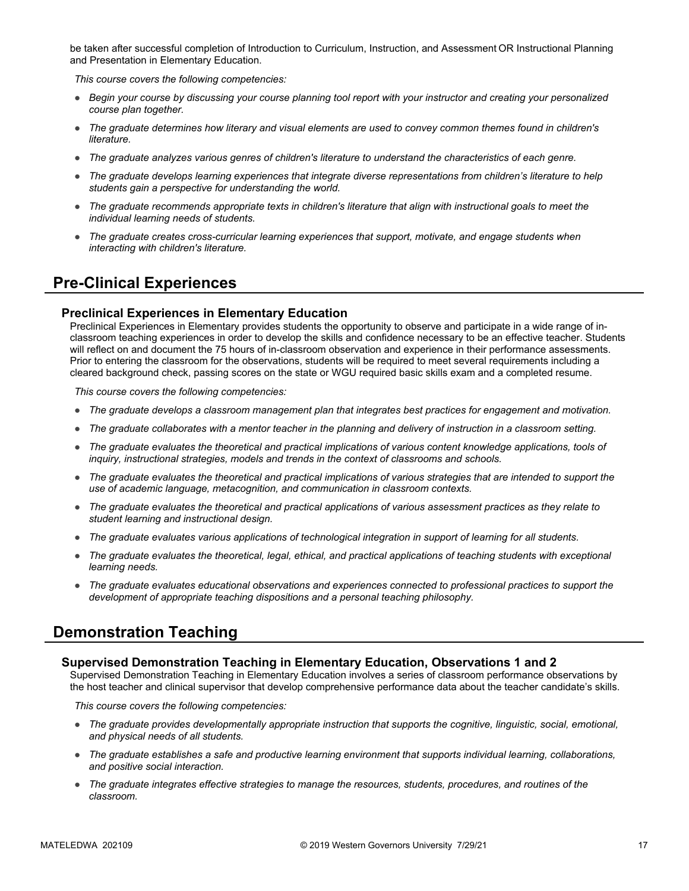be taken after successful completion of Introduction to Curriculum, Instruction, and Assessment OR Instructional Planning and Presentation in Elementary Education.

*This course covers the following competencies:*

- *Begin your course by discussing your course planning tool report with your instructor and creating your personalized course plan together.*
- *The graduate determines how literary and visual elements are used to convey common themes found in children's literature.*
- *The graduate analyzes various genres of children's literature to understand the characteristics of each genre.*
- *The graduate develops learning experiences that integrate diverse representations from children's literature to help students gain a perspective for understanding the world.*
- *The graduate recommends appropriate texts in children's literature that align with instructional goals to meet the individual learning needs of students.*
- *The graduate creates cross-curricular learning experiences that support, motivate, and engage students when interacting with children's literature.*

## Pre-Clinical Experiences

### Preclinical Experiences in Elementary Education

Preclinical Experiences in Elementary provides students the opportunity to observe and participate in a wide range of in-classroom teaching experiences in order to develop the skills and confidence necessary to be an effective teacher. Students will reflect on and document the 75 hours of in-classroom observation and experience in their performance assessments. Prior to entering the classroom for the observations, students will be required to meet several requirements including a cleared background check, passing scores on the state or WGU required basic skills exam and a completed resume.

*This course covers the following competencies:*

- *The graduate develops a classroom management plan that integrates best practices for engagement and motivation.*
- *The graduate collaborates with a mentor teacher in the planning and delivery of instruction in a classroom setting.*
- *The graduate evaluates the theoretical and practical implications of various content knowledge applications, tools of inquiry, instructional strategies, models and trends in the context of classrooms and schools.*
- *The graduate evaluates the theoretical and practical implications of various strategies that are intended to support the use of academic language, metacognition, and communication in classroom contexts.*
- *The graduate evaluates the theoretical and practical applications of various assessment practices as they relate to student learning and instructional design.*
- *The graduate evaluates various applications of technological integration in support of learning for all students.*
- *The graduate evaluates the theoretical, legal, ethical, and practical applications of teaching students with exceptional learning needs.*
- *The graduate evaluates educational observations and experiences connected to professional practices to support the development of appropriate teaching dispositions and a personal teaching philosophy.*

## Demonstration Teaching

### Supervised Demonstration Teaching in Elementary Education, Observations 1 and 2

Supervised Demonstration Teaching in Elementary Education involves a series of classroom performance observations by the host teacher and clinical supervisor that develop comprehensive performance data about the teacher candidate's skills.

*This course covers the following competencies:*

- *The graduate provides developmentally appropriate instruction that supports the cognitive, linguistic, social, emotional, and physical needs of all students.*
- *The graduate establishes a safe and productive learning environment that supports individual learning, collaborations, and positive social interaction.*
- *The graduate integrates effective strategies to manage the resources, students, procedures, and routines of the classroom.*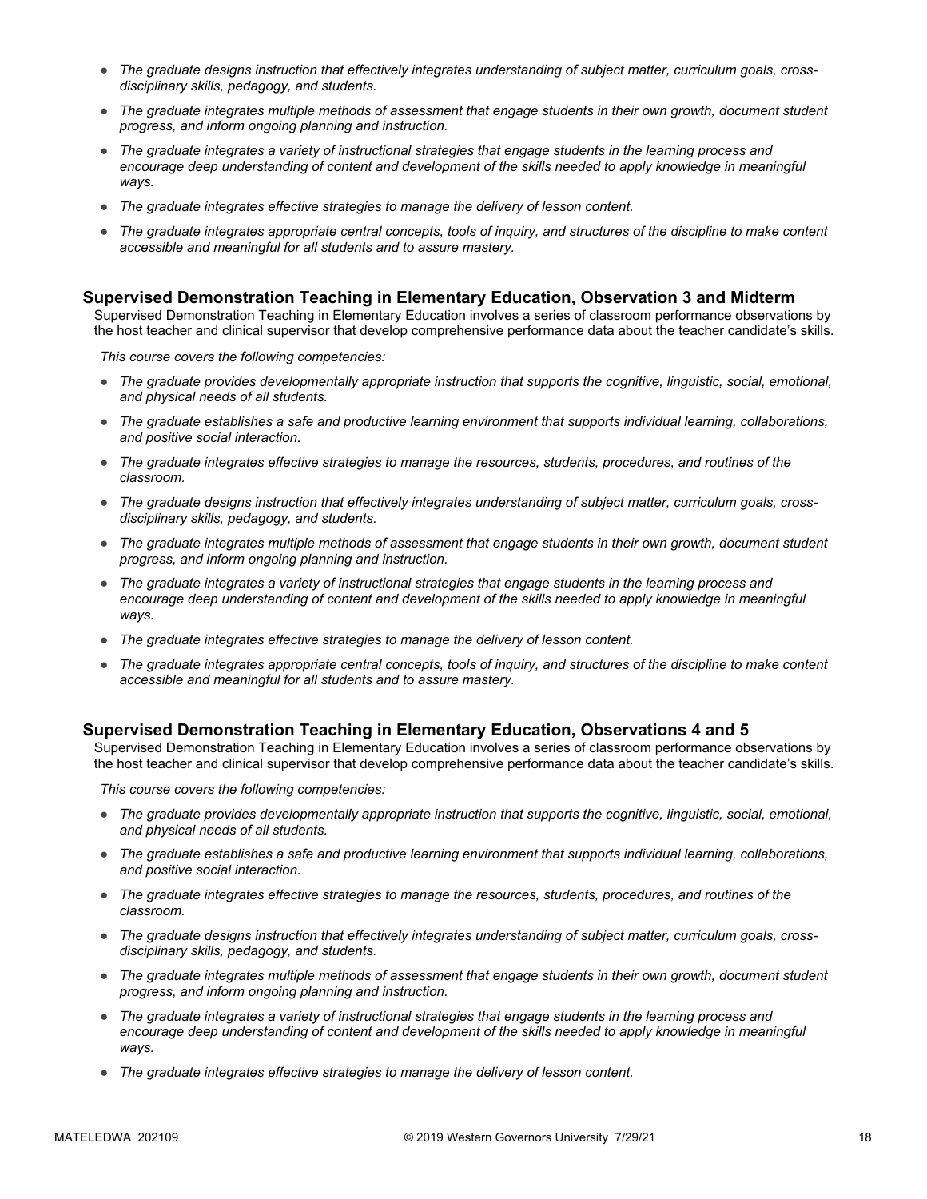- *The graduate designs instruction that effectively integrates understanding of subject matter, curriculum goals, cross-disciplinary skills, pedagogy, and students.*
- *The graduate integrates multiple methods of assessment that engage students in their own growth, document student progress, and inform ongoing planning and instruction.*
- *The graduate integrates a variety of instructional strategies that engage students in the learning process and encourage deep understanding of content and development of the skills needed to apply knowledge in meaningful ways.*
- *The graduate integrates effective strategies to manage the delivery of lesson content.*
- *The graduate integrates appropriate central concepts, tools of inquiry, and structures of the discipline to make content accessible and meaningful for all students and to assure mastery.*

### Supervised Demonstration Teaching in Elementary Education, Observation 3 and Midterm

Supervised Demonstration Teaching in Elementary Education involves a series of classroom performance observations by the host teacher and clinical supervisor that develop comprehensive performance data about the teacher candidate's skills.

*This course covers the following competencies:*

- *The graduate provides developmentally appropriate instruction that supports the cognitive, linguistic, social, emotional, and physical needs of all students.*
- *The graduate establishes a safe and productive learning environment that supports individual learning, collaborations, and positive social interaction.*
- *The graduate integrates effective strategies to manage the resources, students, procedures, and routines of the classroom.*
- *The graduate designs instruction that effectively integrates understanding of subject matter, curriculum goals, cross-disciplinary skills, pedagogy, and students.*
- *The graduate integrates multiple methods of assessment that engage students in their own growth, document student progress, and inform ongoing planning and instruction.*
- *The graduate integrates a variety of instructional strategies that engage students in the learning process and encourage deep understanding of content and development of the skills needed to apply knowledge in meaningful ways.*
- *The graduate integrates effective strategies to manage the delivery of lesson content.*
- *The graduate integrates appropriate central concepts, tools of inquiry, and structures of the discipline to make content accessible and meaningful for all students and to assure mastery.*

### Supervised Demonstration Teaching in Elementary Education, Observations 4 and 5

Supervised Demonstration Teaching in Elementary Education involves a series of classroom performance observations by the host teacher and clinical supervisor that develop comprehensive performance data about the teacher candidate's skills.

*This course covers the following competencies:*

- *The graduate provides developmentally appropriate instruction that supports the cognitive, linguistic, social, emotional, and physical needs of all students.*
- *The graduate establishes a safe and productive learning environment that supports individual learning, collaborations, and positive social interaction.*
- *The graduate integrates effective strategies to manage the resources, students, procedures, and routines of the classroom.*
- *The graduate designs instruction that effectively integrates understanding of subject matter, curriculum goals, cross-disciplinary skills, pedagogy, and students.*
- *The graduate integrates multiple methods of assessment that engage students in their own growth, document student progress, and inform ongoing planning and instruction.*
- *The graduate integrates a variety of instructional strategies that engage students in the learning process and encourage deep understanding of content and development of the skills needed to apply knowledge in meaningful ways.*
- *The graduate integrates effective strategies to manage the delivery of lesson content.*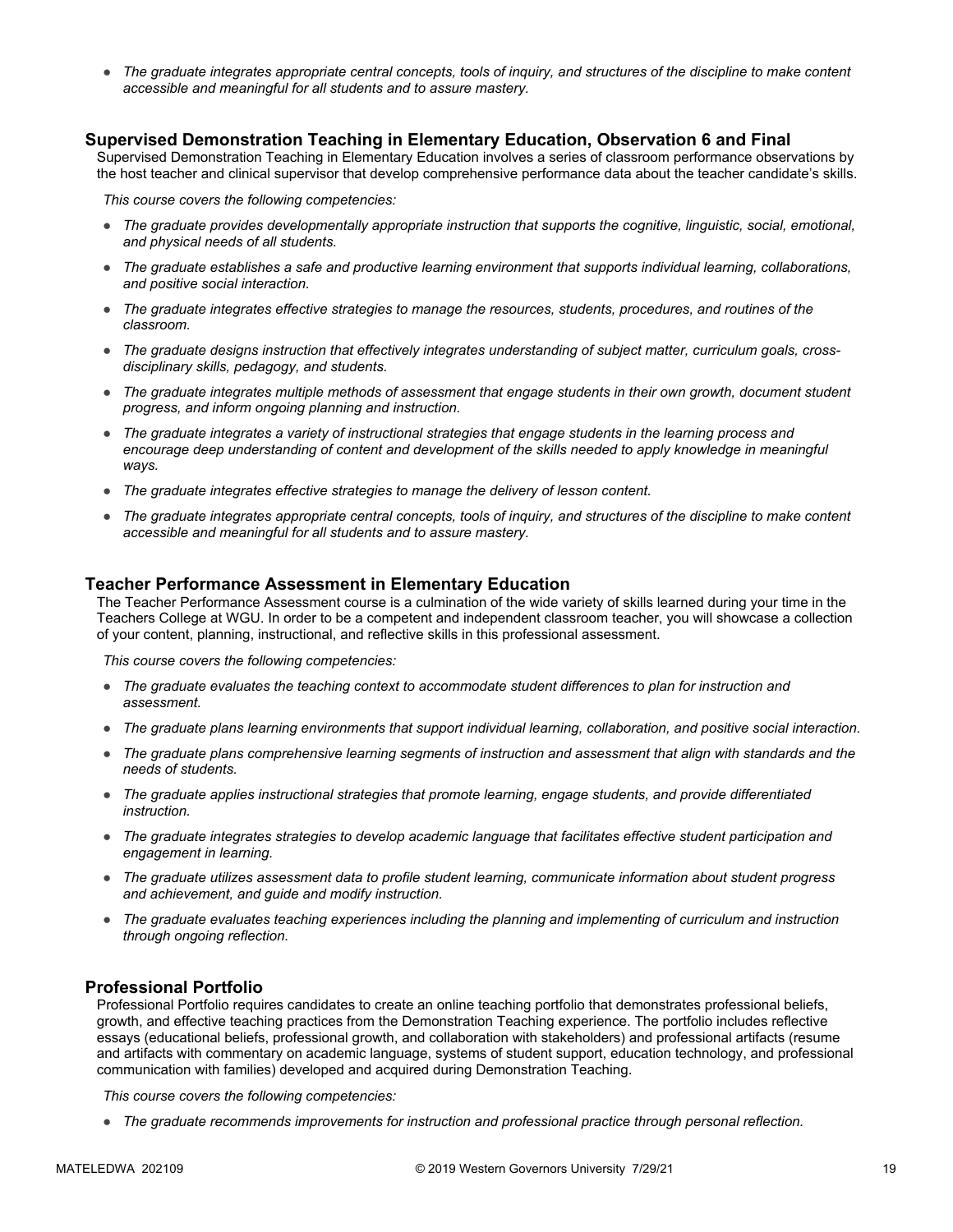- *The graduate integrates appropriate central concepts, tools of inquiry, and structures of the discipline to make content accessible and meaningful for all students and to assure mastery.*

## Supervised Demonstration Teaching in Elementary Education, Observation 6 and Final

Supervised Demonstration Teaching in Elementary Education involves a series of classroom performance observations by the host teacher and clinical supervisor that develop comprehensive performance data about the teacher candidate's skills.

*This course covers the following competencies:*

- *The graduate provides developmentally appropriate instruction that supports the cognitive, linguistic, social, emotional, and physical needs of all students.*
- *The graduate establishes a safe and productive learning environment that supports individual learning, collaborations, and positive social interaction.*
- *The graduate integrates effective strategies to manage the resources, students, procedures, and routines of the classroom.*
- *The graduate designs instruction that effectively integrates understanding of subject matter, curriculum goals, cross-disciplinary skills, pedagogy, and students.*
- *The graduate integrates multiple methods of assessment that engage students in their own growth, document student progress, and inform ongoing planning and instruction.*
- *The graduate integrates a variety of instructional strategies that engage students in the learning process and encourage deep understanding of content and development of the skills needed to apply knowledge in meaningful ways.*
- *The graduate integrates effective strategies to manage the delivery of lesson content.*
- *The graduate integrates appropriate central concepts, tools of inquiry, and structures of the discipline to make content accessible and meaningful for all students and to assure mastery.*

## Teacher Performance Assessment in Elementary Education

The Teacher Performance Assessment course is a culmination of the wide variety of skills learned during your time in the Teachers College at WGU. In order to be a competent and independent classroom teacher, you will showcase a collection of your content, planning, instructional, and reflective skills in this professional assessment.

*This course covers the following competencies:*

- *The graduate evaluates the teaching context to accommodate student differences to plan for instruction and assessment.*
- *The graduate plans learning environments that support individual learning, collaboration, and positive social interaction.*
- *The graduate plans comprehensive learning segments of instruction and assessment that align with standards and the needs of students.*
- *The graduate applies instructional strategies that promote learning, engage students, and provide differentiated instruction.*
- *The graduate integrates strategies to develop academic language that facilitates effective student participation and engagement in learning.*
- *The graduate utilizes assessment data to profile student learning, communicate information about student progress and achievement, and guide and modify instruction.*
- *The graduate evaluates teaching experiences including the planning and implementing of curriculum and instruction through ongoing reflection.*

## Professional Portfolio

Professional Portfolio requires candidates to create an online teaching portfolio that demonstrates professional beliefs, growth, and effective teaching practices from the Demonstration Teaching experience. The portfolio includes reflective essays (educational beliefs, professional growth, and collaboration with stakeholders) and professional artifacts (resume and artifacts with commentary on academic language, systems of student support, education technology, and professional communication with families) developed and acquired during Demonstration Teaching.

*This course covers the following competencies:*

- *The graduate recommends improvements for instruction and professional practice through personal reflection.*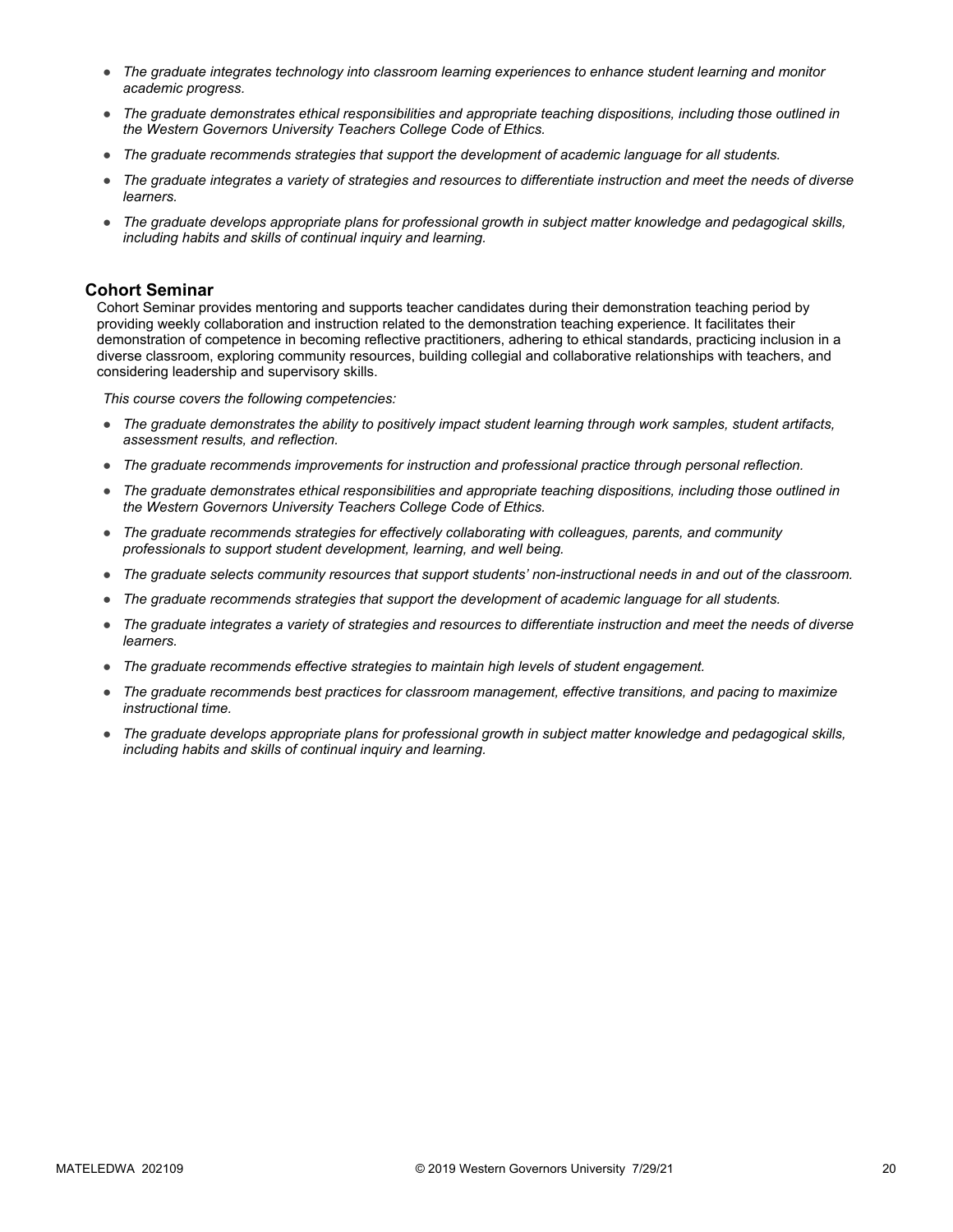- *The graduate integrates technology into classroom learning experiences to enhance student learning and monitor academic progress.*
- *The graduate demonstrates ethical responsibilities and appropriate teaching dispositions, including those outlined in the Western Governors University Teachers College Code of Ethics.*
- *The graduate recommends strategies that support the development of academic language for all students.*
- *The graduate integrates a variety of strategies and resources to differentiate instruction and meet the needs of diverse learners.*
- *The graduate develops appropriate plans for professional growth in subject matter knowledge and pedagogical skills, including habits and skills of continual inquiry and learning.*

### Cohort Seminar

Cohort Seminar provides mentoring and supports teacher candidates during their demonstration teaching period by providing weekly collaboration and instruction related to the demonstration teaching experience. It facilitates their demonstration of competence in becoming reflective practitioners, adhering to ethical standards, practicing inclusion in a diverse classroom, exploring community resources, building collegial and collaborative relationships with teachers, and considering leadership and supervisory skills.

*This course covers the following competencies:*

- *The graduate demonstrates the ability to positively impact student learning through work samples, student artifacts, assessment results, and reflection.*
- *The graduate recommends improvements for instruction and professional practice through personal reflection.*
- *The graduate demonstrates ethical responsibilities and appropriate teaching dispositions, including those outlined in the Western Governors University Teachers College Code of Ethics.*
- *The graduate recommends strategies for effectively collaborating with colleagues, parents, and community professionals to support student development, learning, and well being.*
- *The graduate selects community resources that support students' non-instructional needs in and out of the classroom.*
- *The graduate recommends strategies that support the development of academic language for all students.*
- *The graduate integrates a variety of strategies and resources to differentiate instruction and meet the needs of diverse learners.*
- *The graduate recommends effective strategies to maintain high levels of student engagement.*
- *The graduate recommends best practices for classroom management, effective transitions, and pacing to maximize instructional time.*
- *The graduate develops appropriate plans for professional growth in subject matter knowledge and pedagogical skills, including habits and skills of continual inquiry and learning.*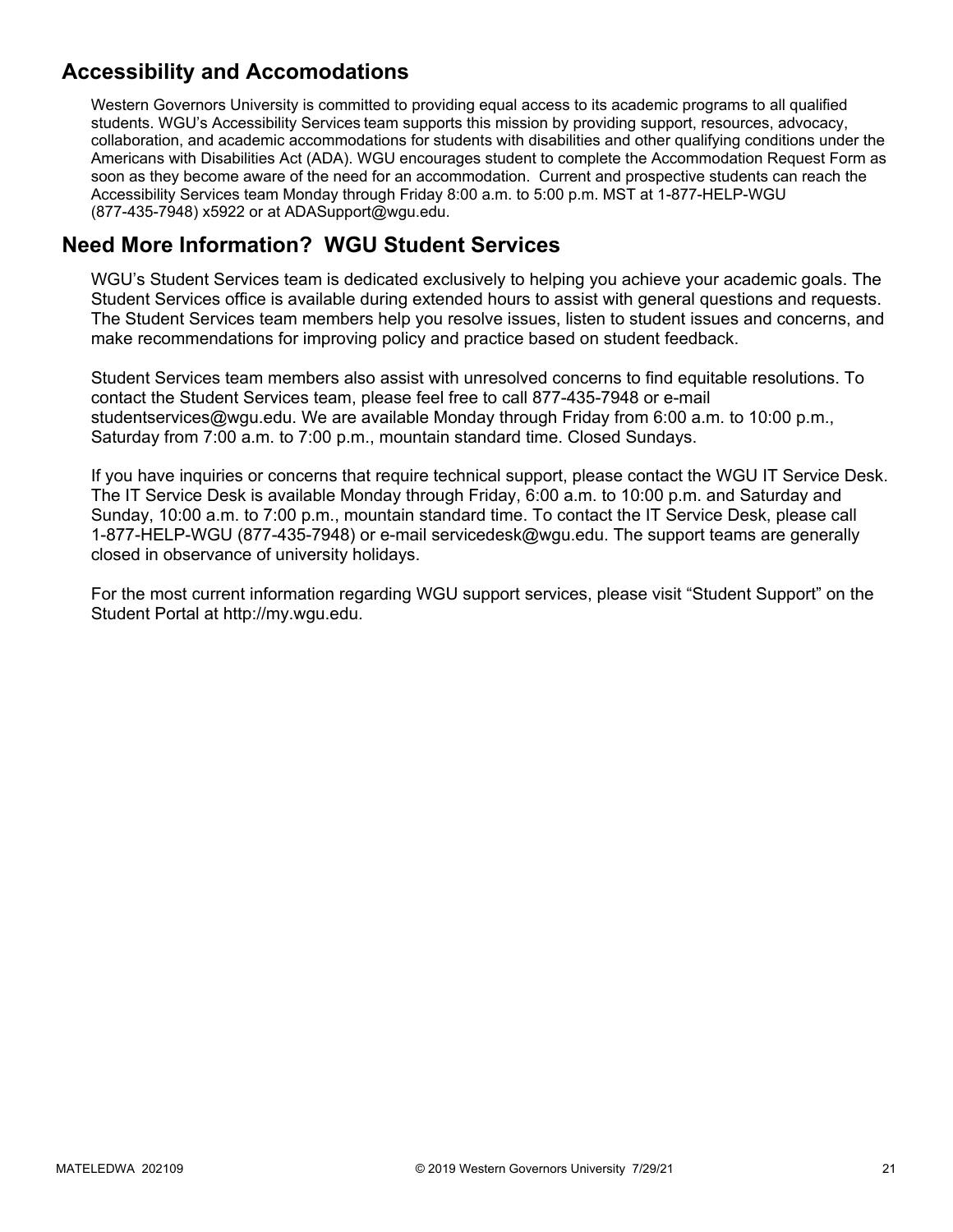## Accessibility and Accomodations

Western Governors University is committed to providing equal access to its academic programs to all qualified students. WGU's Accessibility Services team supports this mission by providing support, resources, advocacy, collaboration, and academic accommodations for students with disabilities and other qualifying conditions under the Americans with Disabilities Act (ADA). WGU encourages student to complete the Accommodation Request Form as soon as they become aware of the need for an accommodation. Current and prospective students can reach the Accessibility Services team Monday through Friday 8:00 a.m. to 5:00 p.m. MST at 1-877-HELP-WGU (877-435-7948) x5922 or at ADASupport@wgu.edu.

## Need More Information? WGU Student Services

WGU's Student Services team is dedicated exclusively to helping you achieve your academic goals. The Student Services office is available during extended hours to assist with general questions and requests. The Student Services team members help you resolve issues, listen to student issues and concerns, and make recommendations for improving policy and practice based on student feedback.

Student Services team members also assist with unresolved concerns to find equitable resolutions. To contact the Student Services team, please feel free to call 877-435-7948 or e-mail studentservices@wgu.edu. We are available Monday through Friday from 6:00 a.m. to 10:00 p.m., Saturday from 7:00 a.m. to 7:00 p.m., mountain standard time. Closed Sundays.

If you have inquiries or concerns that require technical support, please contact the WGU IT Service Desk. The IT Service Desk is available Monday through Friday, 6:00 a.m. to 10:00 p.m. and Saturday and Sunday, 10:00 a.m. to 7:00 p.m., mountain standard time. To contact the IT Service Desk, please call 1-877-HELP-WGU (877-435-7948) or e-mail servicedesk@wgu.edu. The support teams are generally closed in observance of university holidays.

For the most current information regarding WGU support services, please visit "Student Support" on the Student Portal at http://my.wgu.edu.